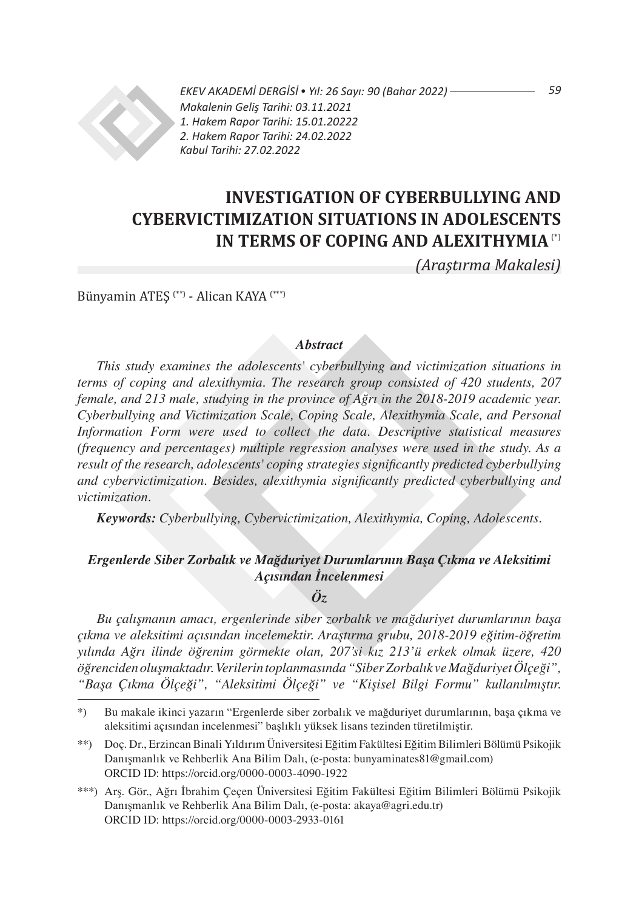Makalenin Geliş Tarihi: 03.11.2021
1. Hakem Rapor Tarihi: 15.01.20222
2. Hakem Rapor Tarihi: 24.02.2022
Kabul Tarihi: 27.02.2022

# INVESTIGATION OF CYBERBULLYING AND CYBERVICTIMIZATION SITUATIONS IN ADOLESCENTS IN TERMS OF COPING AND ALEXITHYMIA (*)

*(Araştırma Makalesi)*

Bünyamin ATEŞ (**) - Alican KAYA (***)

***Abstract***

*This study examines the adolescents' cyberbullying and victimization situations in terms of coping and alexithymia. The research group consisted of 420 students, 207 female, and 213 male, studying in the province of Ağrı in the 2018-2019 academic year. Cyberbullying and Victimization Scale, Coping Scale, Alexithymia Scale, and Personal Information Form were used to collect the data. Descriptive statistical measures (frequency and percentages) multiple regression analyses were used in the study. As a result of the research, adolescents' coping strategies significantly predicted cyberbullying and cybervictimization. Besides, alexithymia significantly predicted cyberbullying and victimization.*

***Keywords:*** *Cyberbullying, Cybervictimization, Alexithymia, Coping, Adolescents.*

## *Ergenlerde Siber Zorbalık ve Mağduriyet Durumlarının Başa Çıkma ve Aleksitimi Açısından İncelenmesi*

***Öz***

*Bu çalışmanın amacı, ergenlerinde siber zorbalık ve mağduriyet durumlarının başa çıkma ve aleksitimi açısından incelemektir. Araştırma grubu, 2018-2019 eğitim-öğretim yılında Ağrı ilinde öğrenim görmekte olan, 207'si kız 213'ü erkek olmak üzere, 420 öğrenciden oluşmaktadır. Verilerin toplanmasında "Siber Zorbalık ve Mağduriyet Ölçeği", "Başa Çıkma Ölçeği", "Aleksitimi Ölçeği" ve "Kişisel Bilgi Formu" kullanılmıştır.*

---

*) Bu makale ikinci yazarın "Ergenlerde siber zorbalık ve mağduriyet durumlarının, başa çıkma ve aleksitimi açısından incelenmesi" başlıklı yüksek lisans tezinden türetilmiştir.

**) Doç. Dr., Erzincan Binali Yıldırım Üniversitesi Eğitim Fakültesi Eğitim Bilimleri Bölümü Psikojik Danışmanlık ve Rehberlik Ana Bilim Dalı, (e-posta: bunyaminates81@gmail.com) ORCID ID: https://orcid.org/0000-0003-4090-1922

***) Arş. Gör., Ağrı İbrahim Çeçen Üniversitesi Eğitim Fakültesi Eğitim Bilimleri Bölümü Psikojik Danışmanlık ve Rehberlik Ana Bilim Dalı, (e-posta: akaya@agri.edu.tr) ORCID ID: https://orcid.org/0000-0003-2933-0161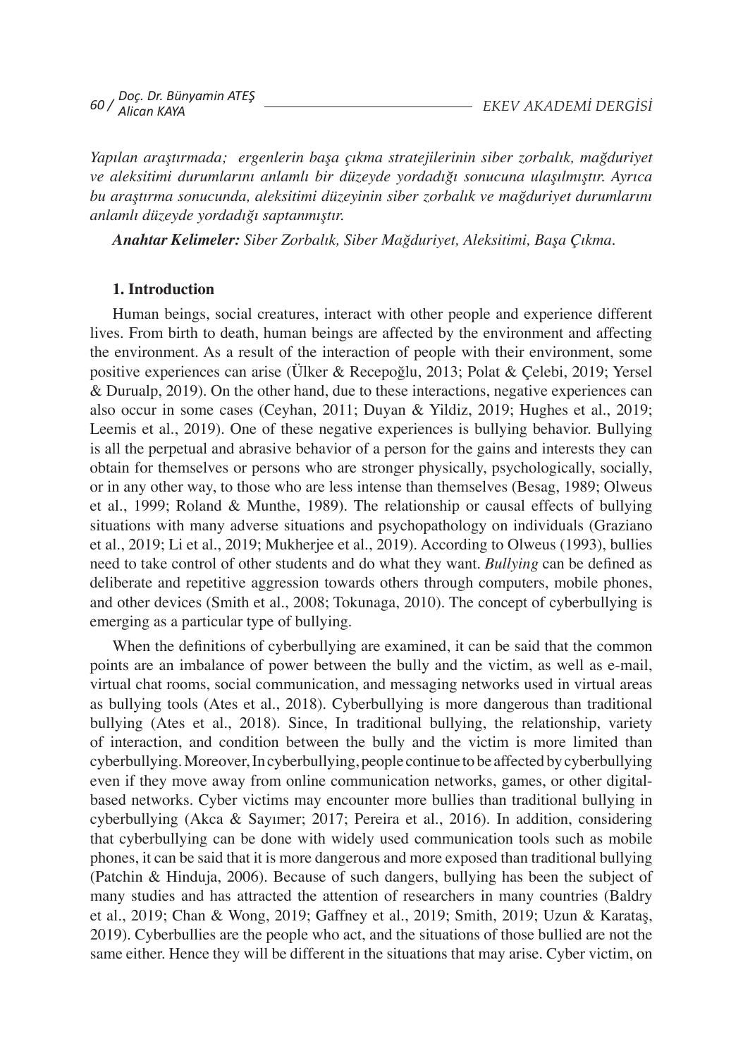*Yapılan araştırmada; ergenlerin başa çıkma stratejilerinin siber zorbalık, mağduriyet ve aleksitimi durumlarını anlamlı bir düzeyde yordadığı sonucuna ulaşılmıştır. Ayrıca bu araştırma sonucunda, aleksitimi düzeyinin siber zorbalık ve mağduriyet durumlarını anlamlı düzeyde yordadığı saptanmıştır.*

***Anahtar Kelimeler:*** *Siber Zorbalık, Siber Mağduriyet, Aleksitimi, Başa Çıkma.*

## 1. Introduction

Human beings, social creatures, interact with other people and experience different lives. From birth to death, human beings are affected by the environment and affecting the environment. As a result of the interaction of people with their environment, some positive experiences can arise (Ülker & Recepoğlu, 2013; Polat & Çelebi, 2019; Yersel & Durualp, 2019). On the other hand, due to these interactions, negative experiences can also occur in some cases (Ceyhan, 2011; Duyan & Yildiz, 2019; Hughes et al., 2019; Leemis et al., 2019). One of these negative experiences is bullying behavior. Bullying is all the perpetual and abrasive behavior of a person for the gains and interests they can obtain for themselves or persons who are stronger physically, psychologically, socially, or in any other way, to those who are less intense than themselves (Besag, 1989; Olweus et al., 1999; Roland & Munthe, 1989). The relationship or causal effects of bullying situations with many adverse situations and psychopathology on individuals (Graziano et al., 2019; Li et al., 2019; Mukherjee et al., 2019). According to Olweus (1993), bullies need to take control of other students and do what they want. *Bullying* can be defined as deliberate and repetitive aggression towards others through computers, mobile phones, and other devices (Smith et al., 2008; Tokunaga, 2010). The concept of cyberbullying is emerging as a particular type of bullying.

When the definitions of cyberbullying are examined, it can be said that the common points are an imbalance of power between the bully and the victim, as well as e-mail, virtual chat rooms, social communication, and messaging networks used in virtual areas as bullying tools (Ates et al., 2018). Cyberbullying is more dangerous than traditional bullying (Ates et al., 2018). Since, In traditional bullying, the relationship, variety of interaction, and condition between the bully and the victim is more limited than cyberbullying. Moreover, In cyberbullying, people continue to be affected by cyberbullying even if they move away from online communication networks, games, or other digital-based networks. Cyber victims may encounter more bullies than traditional bullying in cyberbullying (Akca & Sayımer; 2017; Pereira et al., 2016). In addition, considering that cyberbullying can be done with widely used communication tools such as mobile phones, it can be said that it is more dangerous and more exposed than traditional bullying (Patchin & Hinduja, 2006). Because of such dangers, bullying has been the subject of many studies and has attracted the attention of researchers in many countries (Baldry et al., 2019; Chan & Wong, 2019; Gaffney et al., 2019; Smith, 2019; Uzun & Karataş, 2019). Cyberbullies are the people who act, and the situations of those bullied are not the same either. Hence they will be different in the situations that may arise. Cyber victim, on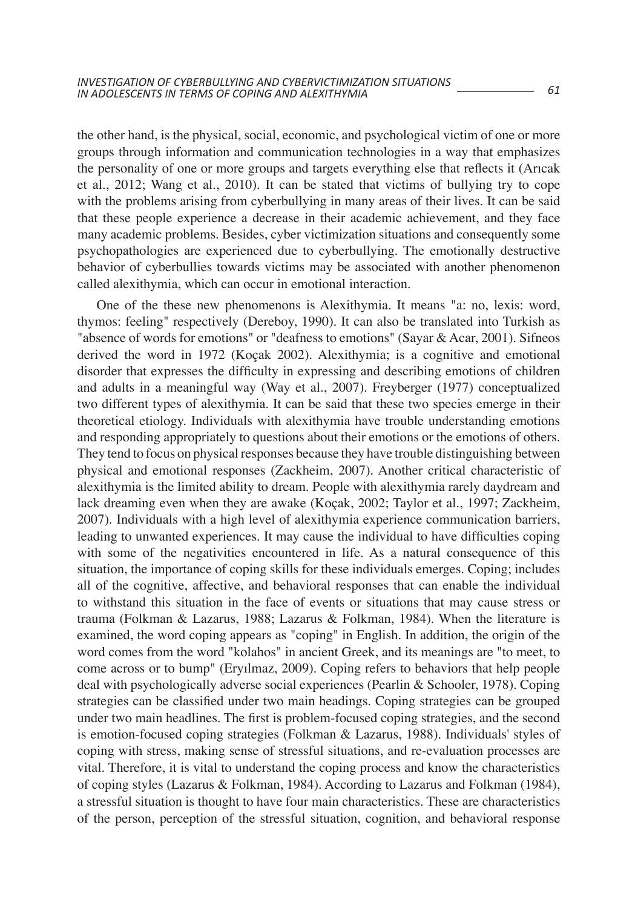the other hand, is the physical, social, economic, and psychological victim of one or more groups through information and communication technologies in a way that emphasizes the personality of one or more groups and targets everything else that reflects it (Arıcak et al., 2012; Wang et al., 2010). It can be stated that victims of bullying try to cope with the problems arising from cyberbullying in many areas of their lives. It can be said that these people experience a decrease in their academic achievement, and they face many academic problems. Besides, cyber victimization situations and consequently some psychopathologies are experienced due to cyberbullying. The emotionally destructive behavior of cyberbullies towards victims may be associated with another phenomenon called alexithymia, which can occur in emotional interaction.

One of the these new phenomenons is Alexithymia. It means "a: no, lexis: word, thymos: feeling" respectively (Dereboy, 1990). It can also be translated into Turkish as "absence of words for emotions" or "deafness to emotions" (Sayar & Acar, 2001). Sifneos derived the word in 1972 (Koçak 2002). Alexithymia; is a cognitive and emotional disorder that expresses the difficulty in expressing and describing emotions of children and adults in a meaningful way (Way et al., 2007). Freyberger (1977) conceptualized two different types of alexithymia. It can be said that these two species emerge in their theoretical etiology. Individuals with alexithymia have trouble understanding emotions and responding appropriately to questions about their emotions or the emotions of others. They tend to focus on physical responses because they have trouble distinguishing between physical and emotional responses (Zackheim, 2007). Another critical characteristic of alexithymia is the limited ability to dream. People with alexithymia rarely daydream and lack dreaming even when they are awake (Koçak, 2002; Taylor et al., 1997; Zackheim, 2007). Individuals with a high level of alexithymia experience communication barriers, leading to unwanted experiences. It may cause the individual to have difficulties coping with some of the negativities encountered in life. As a natural consequence of this situation, the importance of coping skills for these individuals emerges. Coping; includes all of the cognitive, affective, and behavioral responses that can enable the individual to withstand this situation in the face of events or situations that may cause stress or trauma (Folkman & Lazarus, 1988; Lazarus & Folkman, 1984). When the literature is examined, the word coping appears as "coping" in English. In addition, the origin of the word comes from the word "kolahos" in ancient Greek, and its meanings are "to meet, to come across or to bump" (Eryılmaz, 2009). Coping refers to behaviors that help people deal with psychologically adverse social experiences (Pearlin & Schooler, 1978). Coping strategies can be classified under two main headings. Coping strategies can be grouped under two main headlines. The first is problem-focused coping strategies, and the second is emotion-focused coping strategies (Folkman & Lazarus, 1988). Individuals' styles of coping with stress, making sense of stressful situations, and re-evaluation processes are vital. Therefore, it is vital to understand the coping process and know the characteristics of coping styles (Lazarus & Folkman, 1984). According to Lazarus and Folkman (1984), a stressful situation is thought to have four main characteristics. These are characteristics of the person, perception of the stressful situation, cognition, and behavioral response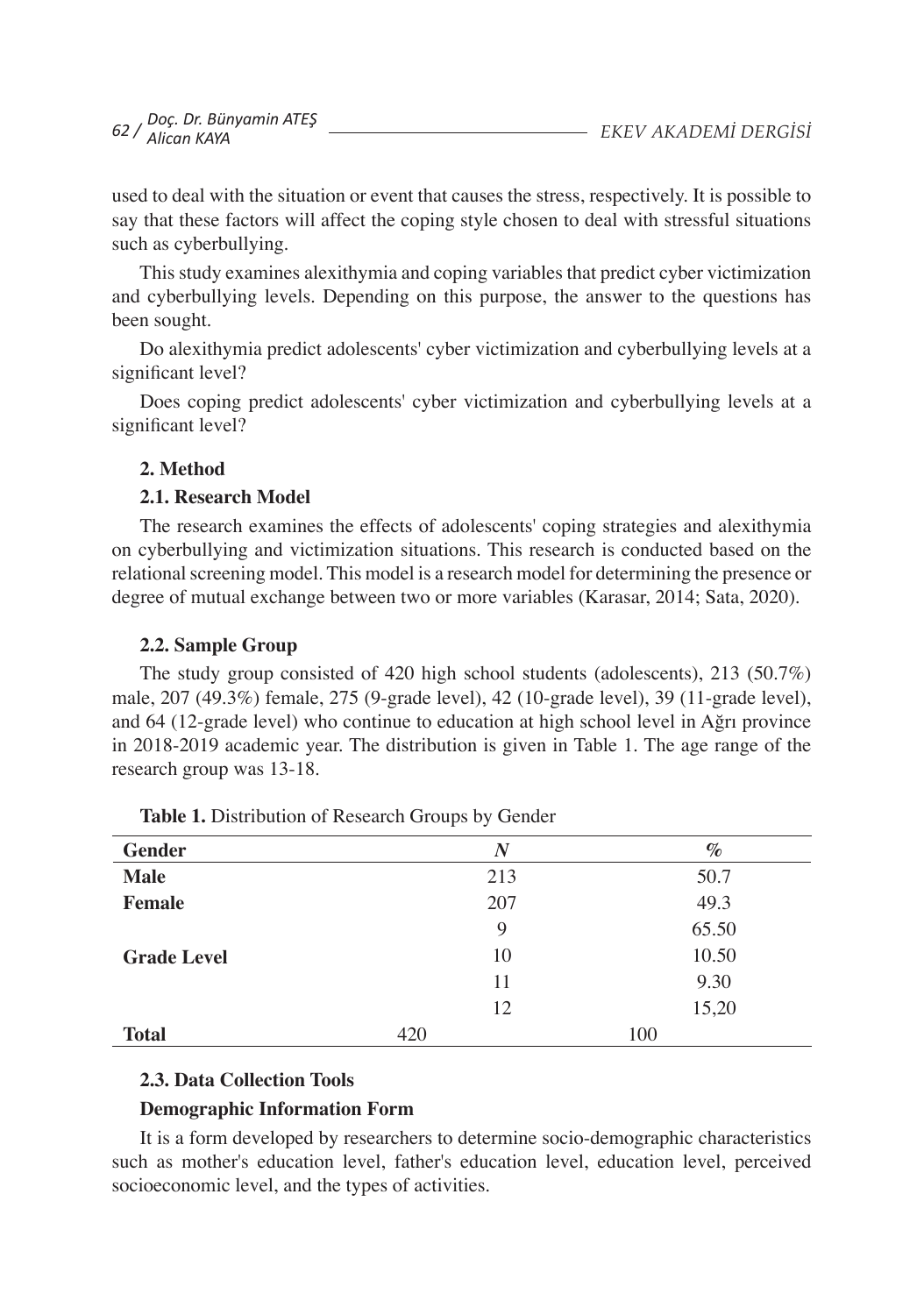used to deal with the situation or event that causes the stress, respectively. It is possible to say that these factors will affect the coping style chosen to deal with stressful situations such as cyberbullying.

This study examines alexithymia and coping variables that predict cyber victimization and cyberbullying levels. Depending on this purpose, the answer to the questions has been sought.

Do alexithymia predict adolescents' cyber victimization and cyberbullying levels at a significant level?

Does coping predict adolescents' cyber victimization and cyberbullying levels at a significant level?

## 2. Method

### 2.1. Research Model

The research examines the effects of adolescents' coping strategies and alexithymia on cyberbullying and victimization situations. This research is conducted based on the relational screening model. This model is a research model for determining the presence or degree of mutual exchange between two or more variables (Karasar, 2014; Sata, 2020).

### 2.2. Sample Group

The study group consisted of 420 high school students (adolescents), 213 (50.7%) male, 207 (49.3%) female, 275 (9-grade level), 42 (10-grade level), 39 (11-grade level), and 64 (12-grade level) who continue to education at high school level in Ağrı province in 2018-2019 academic year. The distribution is given in Table 1. The age range of the research group was 13-18.

**Table 1.** Distribution of Research Groups by Gender

| Gender | *N* | *%* |
|---|---|---|
| **Male** | 213 | 50.7 |
| **Female** | 207 | 49.3 |
| | 9 | 65.50 |
| **Grade Level** | 10 | 10.50 |
| | 11 | 9.30 |
| | 12 | 15,20 |
| **Total** | 420 | 100 |

### 2.3. Data Collection Tools

**Demographic Information Form**

It is a form developed by researchers to determine socio-demographic characteristics such as mother's education level, father's education level, education level, perceived socioeconomic level, and the types of activities.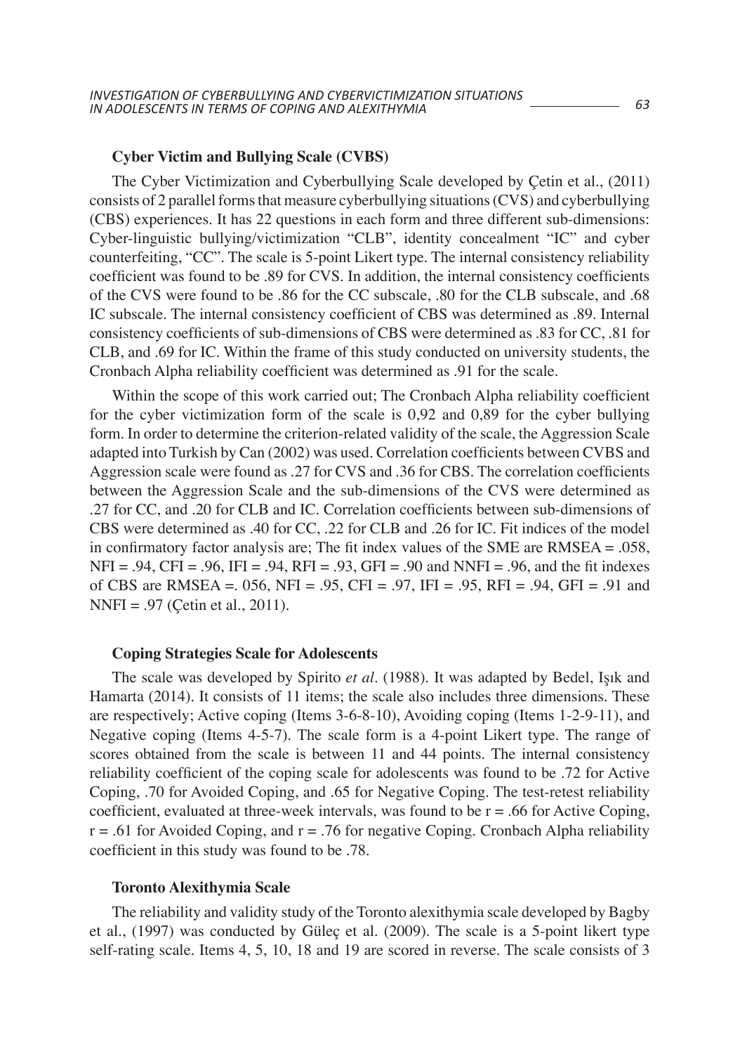### Cyber Victim and Bullying Scale (CVBS)

The Cyber Victimization and Cyberbullying Scale developed by Çetin et al., (2011) consists of 2 parallel forms that measure cyberbullying situations (CVS) and cyberbullying (CBS) experiences. It has 22 questions in each form and three different sub-dimensions: Cyber-linguistic bullying/victimization "CLB", identity concealment "IC" and cyber counterfeiting, "CC". The scale is 5-point Likert type. The internal consistency reliability coefficient was found to be .89 for CVS. In addition, the internal consistency coefficients of the CVS were found to be .86 for the CC subscale, .80 for the CLB subscale, and .68 IC subscale. The internal consistency coefficient of CBS was determined as .89. Internal consistency coefficients of sub-dimensions of CBS were determined as .83 for CC, .81 for CLB, and .69 for IC. Within the frame of this study conducted on university students, the Cronbach Alpha reliability coefficient was determined as .91 for the scale.

Within the scope of this work carried out; The Cronbach Alpha reliability coefficient for the cyber victimization form of the scale is 0,92 and 0,89 for the cyber bullying form. In order to determine the criterion-related validity of the scale, the Aggression Scale adapted into Turkish by Can (2002) was used. Correlation coefficients between CVBS and Aggression scale were found as .27 for CVS and .36 for CBS. The correlation coefficients between the Aggression Scale and the sub-dimensions of the CVS were determined as .27 for CC, and .20 for CLB and IC. Correlation coefficients between sub-dimensions of CBS were determined as .40 for CC, .22 for CLB and .26 for IC. Fit indices of the model in confirmatory factor analysis are; The fit index values of the SME are RMSEA = .058, NFI = .94, CFI = .96, IFI = .94, RFI = .93, GFI = .90 and NNFI = .96, and the fit indexes of CBS are RMSEA =. 056, NFI = .95, CFI = .97, IFI = .95, RFI = .94, GFI = .91 and NNFI = .97 (Çetin et al., 2011).

### Coping Strategies Scale for Adolescents

The scale was developed by Spirito *et al*. (1988). It was adapted by Bedel, Işık and Hamarta (2014). It consists of 11 items; the scale also includes three dimensions. These are respectively; Active coping (Items 3-6-8-10), Avoiding coping (Items 1-2-9-11), and Negative coping (Items 4-5-7). The scale form is a 4-point Likert type. The range of scores obtained from the scale is between 11 and 44 points. The internal consistency reliability coefficient of the coping scale for adolescents was found to be .72 for Active Coping, .70 for Avoided Coping, and .65 for Negative Coping. The test-retest reliability coefficient, evaluated at three-week intervals, was found to be $r = .66$ for Active Coping, $r = .61$ for Avoided Coping, and $r = .76$ for negative Coping. Cronbach Alpha reliability coefficient in this study was found to be .78.

### Toronto Alexithymia Scale

The reliability and validity study of the Toronto alexithymia scale developed by Bagby et al., (1997) was conducted by Güleç et al. (2009). The scale is a 5-point likert type self-rating scale. Items 4, 5, 10, 18 and 19 are scored in reverse. The scale consists of 3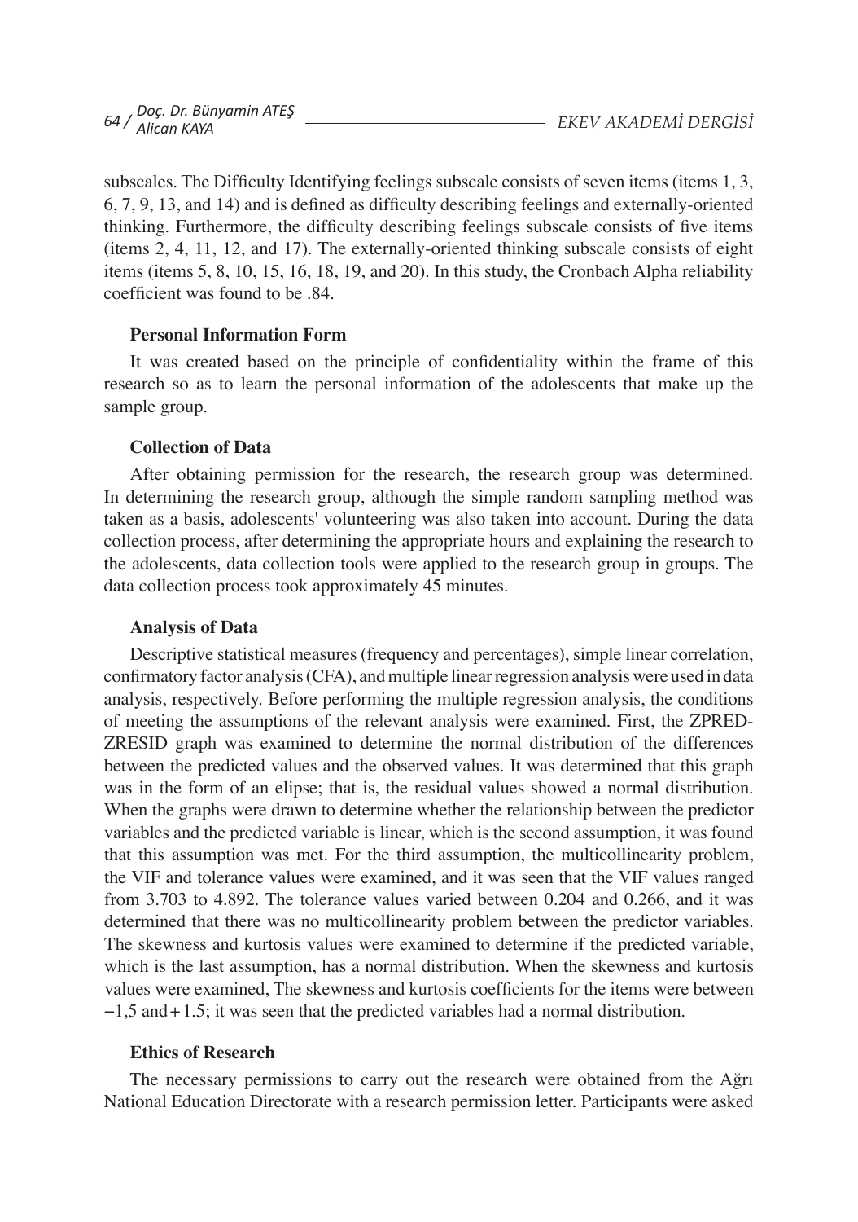subscales. The Difficulty Identifying feelings subscale consists of seven items (items 1, 3, 6, 7, 9, 13, and 14) and is defined as difficulty describing feelings and externally-oriented thinking. Furthermore, the difficulty describing feelings subscale consists of five items (items 2, 4, 11, 12, and 17). The externally-oriented thinking subscale consists of eight items (items 5, 8, 10, 15, 16, 18, 19, and 20). In this study, the Cronbach Alpha reliability coefficient was found to be .84.

### Personal Information Form

It was created based on the principle of confidentiality within the frame of this research so as to learn the personal information of the adolescents that make up the sample group.

### Collection of Data

After obtaining permission for the research, the research group was determined. In determining the research group, although the simple random sampling method was taken as a basis, adolescents' volunteering was also taken into account. During the data collection process, after determining the appropriate hours and explaining the research to the adolescents, data collection tools were applied to the research group in groups. The data collection process took approximately 45 minutes.

### Analysis of Data

Descriptive statistical measures (frequency and percentages), simple linear correlation, confirmatory factor analysis (CFA), and multiple linear regression analysis were used in data analysis, respectively. Before performing the multiple regression analysis, the conditions of meeting the assumptions of the relevant analysis were examined. First, the ZPRED-ZRESID graph was examined to determine the normal distribution of the differences between the predicted values and the observed values. It was determined that this graph was in the form of an elipse; that is, the residual values showed a normal distribution. When the graphs were drawn to determine whether the relationship between the predictor variables and the predicted variable is linear, which is the second assumption, it was found that this assumption was met. For the third assumption, the multicollinearity problem, the VIF and tolerance values were examined, and it was seen that the VIF values ranged from 3.703 to 4.892. The tolerance values varied between 0.204 and 0.266, and it was determined that there was no multicollinearity problem between the predictor variables. The skewness and kurtosis values were examined to determine if the predicted variable, which is the last assumption, has a normal distribution. When the skewness and kurtosis values were examined, The skewness and kurtosis coefficients for the items were between −1,5 and + 1.5; it was seen that the predicted variables had a normal distribution.

### Ethics of Research

The necessary permissions to carry out the research were obtained from the Ağrı National Education Directorate with a research permission letter. Participants were asked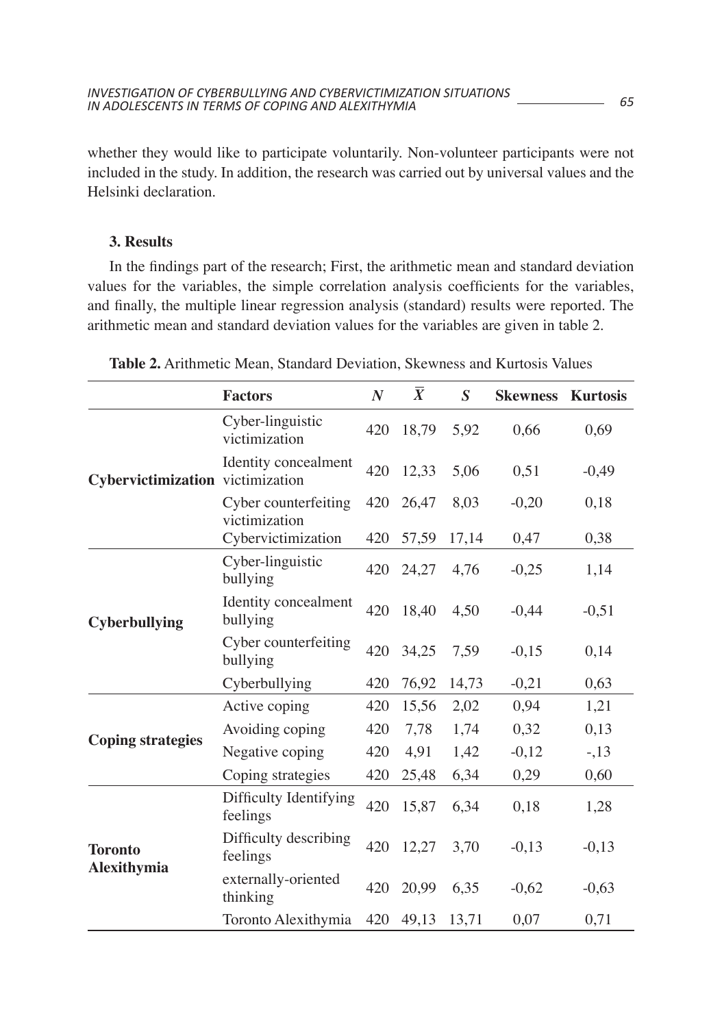whether they would like to participate voluntarily. Non-volunteer participants were not included in the study. In addition, the research was carried out by universal values and the Helsinki declaration.

## 3. Results

In the findings part of the research; First, the arithmetic mean and standard deviation values for the variables, the simple correlation analysis coefficients for the variables, and finally, the multiple linear regression analysis (standard) results were reported. The arithmetic mean and standard deviation values for the variables are given in table 2.

**Table 2.** Arithmetic Mean, Standard Deviation, Skewness and Kurtosis Values

| | **Factors** | ***N*** | $\overline{X}$ | ***S*** | **Skewness** | **Kurtosis** |
|---|---|---|---|---|---|---|
| **Cybervictimization** | Cyber-linguistic victimization | 420 | 18,79 | 5,92 | 0,66 | 0,69 |
| | Identity concealment victimization | 420 | 12,33 | 5,06 | 0,51 | -0,49 |
| | Cyber counterfeiting victimization | 420 | 26,47 | 8,03 | -0,20 | 0,18 |
| | Cybervictimization | 420 | 57,59 | 17,14 | 0,47 | 0,38 |
| **Cyberbullying** | Cyber-linguistic bullying | 420 | 24,27 | 4,76 | -0,25 | 1,14 |
| | Identity concealment bullying | 420 | 18,40 | 4,50 | -0,44 | -0,51 |
| | Cyber counterfeiting bullying | 420 | 34,25 | 7,59 | -0,15 | 0,14 |
| | Cyberbullying | 420 | 76,92 | 14,73 | -0,21 | 0,63 |
| **Coping strategies** | Active coping | 420 | 15,56 | 2,02 | 0,94 | 1,21 |
| | Avoiding coping | 420 | 7,78 | 1,74 | 0,32 | 0,13 |
| | Negative coping | 420 | 4,91 | 1,42 | -0,12 | -,13 |
| | Coping strategies | 420 | 25,48 | 6,34 | 0,29 | 0,60 |
| **Toronto Alexithymia** | Difficulty Identifying feelings | 420 | 15,87 | 6,34 | 0,18 | 1,28 |
| | Difficulty describing feelings | 420 | 12,27 | 3,70 | -0,13 | -0,13 |
| | externally-oriented thinking | 420 | 20,99 | 6,35 | -0,62 | -0,63 |
| | Toronto Alexithymia | 420 | 49,13 | 13,71 | 0,07 | 0,71 |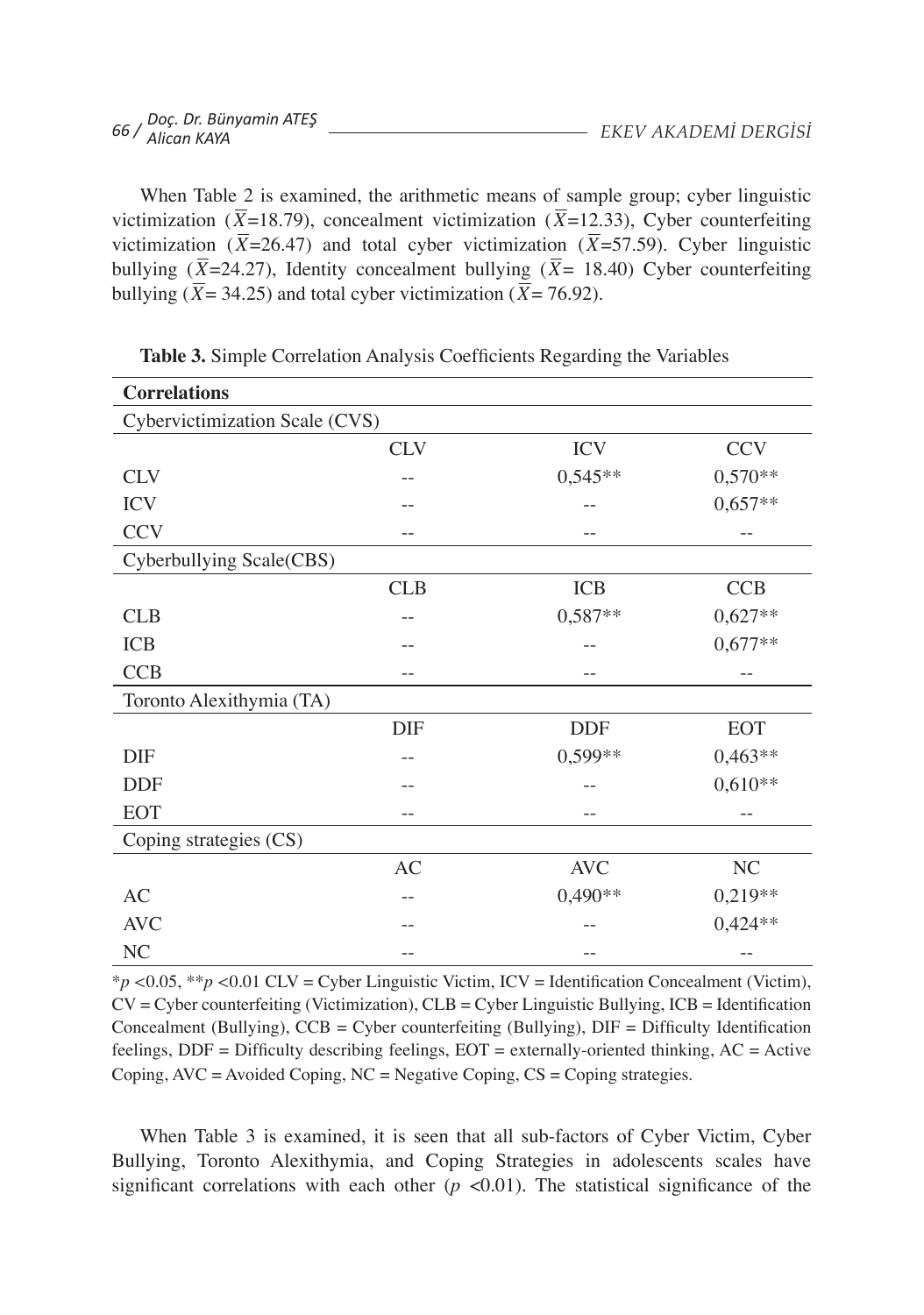When Table 2 is examined, the arithmetic means of sample group; cyber linguistic victimization ($\overline{X}$=18.79), concealment victimization ($\overline{X}$=12.33), Cyber counterfeiting victimization ($\overline{X}$=26.47) and total cyber victimization ($\overline{X}$=57.59). Cyber linguistic bullying ($\overline{X}$=24.27), Identity concealment bullying ($\overline{X}$= 18.40) Cyber counterfeiting bullying ($\overline{X}$= 34.25) and total cyber victimization ($\overline{X}$= 76.92).

**Table 3.** Simple Correlation Analysis Coefficients Regarding the Variables

| **Correlations** | | | |
|---|---|---|---|
| Cybervictimization Scale (CVS) | | | |
| | CLV | ICV | CCV |
| CLV | -- | 0,545** | 0,570** |
| ICV | -- | -- | 0,657** |
| CCV | -- | -- | -- |
| Cyberbullying Scale(CBS) | | | |
| | CLB | ICB | CCB |
| CLB | -- | 0,587** | 0,627** |
| ICB | -- | -- | 0,677** |
| CCB | -- | -- | -- |
| Toronto Alexithymia (TA) | | | |
| | DIF | DDF | EOT |
| DIF | -- | 0,599** | 0,463** |
| DDF | -- | -- | 0,610** |
| EOT | -- | -- | -- |
| Coping strategies (CS) | | | |
| | AC | AVC | NC |
| AC | -- | 0,490** | 0,219** |
| AVC | -- | -- | 0,424** |
| NC | -- | -- | -- |

*$p$ <0.05, **$p$ <0.01 CLV = Cyber Linguistic Victim, ICV = Identification Concealment (Victim), CV = Cyber counterfeiting (Victimization), CLB = Cyber Linguistic Bullying, ICB = Identification Concealment (Bullying), CCB = Cyber counterfeiting (Bullying), DIF = Difficulty Identification feelings, DDF = Difficulty describing feelings, EOT = externally-oriented thinking, AC = Active Coping, AVC = Avoided Coping, NC = Negative Coping, CS = Coping strategies.

When Table 3 is examined, it is seen that all sub-factors of Cyber Victim, Cyber Bullying, Toronto Alexithymia, and Coping Strategies in adolescents scales have significant correlations with each other ($p$ <0.01). The statistical significance of the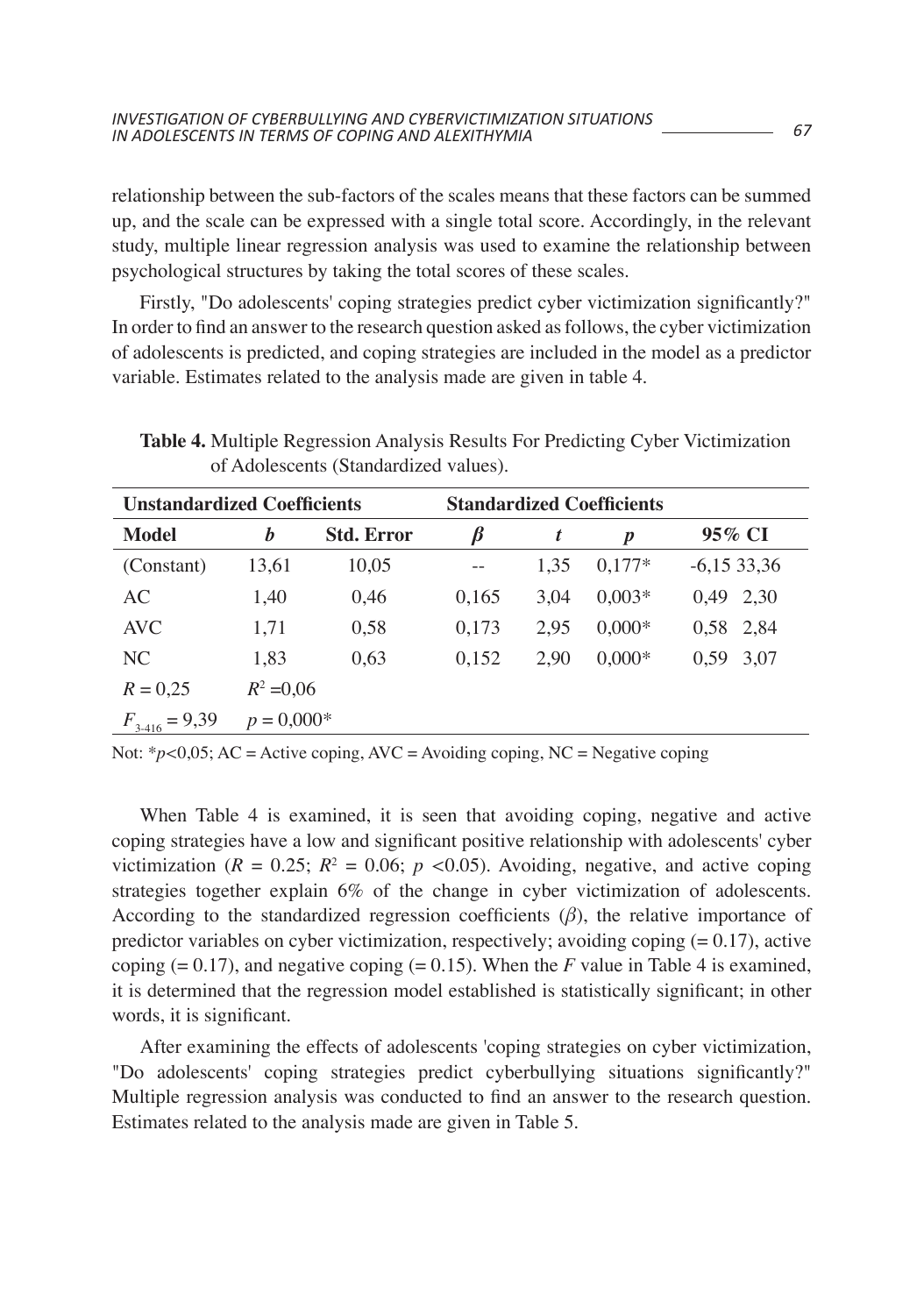relationship between the sub-factors of the scales means that these factors can be summed up, and the scale can be expressed with a single total score. Accordingly, in the relevant study, multiple linear regression analysis was used to examine the relationship between psychological structures by taking the total scores of these scales.

Firstly, "Do adolescents' coping strategies predict cyber victimization significantly?" In order to find an answer to the research question asked as follows, the cyber victimization of adolescents is predicted, and coping strategies are included in the model as a predictor variable. Estimates related to the analysis made are given in table 4.

**Table 4.** Multiple Regression Analysis Results For Predicting Cyber Victimization of Adolescents (Standardized values).

| Unstandardized Coefficients | | | Standardized Coefficients | | | |
|---|---|---|---|---|---|---|
| **Model** | ***b*** | **Std. Error** | ***β*** | ***t*** | ***p*** | **95% CI** |
| (Constant) | 13,61 | 10,05 | -- | 1,35 | 0,177* | -6,15 33,36 |
| AC | 1,40 | 0,46 | 0,165 | 3,04 | 0,003* | 0,49 2,30 |
| AVC | 1,71 | 0,58 | 0,173 | 2,95 | 0,000* | 0,58 2,84 |
| NC | 1,83 | 0,63 | 0,152 | 2,90 | 0,000* | 0,59 3,07 |
| $R = 0,25$ | $R^2 = 0,06$ | | | | | |
| $F_{3\text{-}416} = 9,39$ | $p = 0,000$* | | | | | |

Not: *$p<0,05$; AC = Active coping, AVC = Avoiding coping, NC = Negative coping

When Table 4 is examined, it is seen that avoiding coping, negative and active coping strategies have a low and significant positive relationship with adolescents' cyber victimization ($R = 0.25$; $R^2 = 0.06$; $p < 0.05$). Avoiding, negative, and active coping strategies together explain 6% of the change in cyber victimization of adolescents. According to the standardized regression coefficients ($\beta$), the relative importance of predictor variables on cyber victimization, respectively; avoiding coping (= 0.17), active coping (= 0.17), and negative coping (= 0.15). When the $F$ value in Table 4 is examined, it is determined that the regression model established is statistically significant; in other words, it is significant.

After examining the effects of adolescents 'coping strategies on cyber victimization, "Do adolescents' coping strategies predict cyberbullying situations significantly?" Multiple regression analysis was conducted to find an answer to the research question. Estimates related to the analysis made are given in Table 5.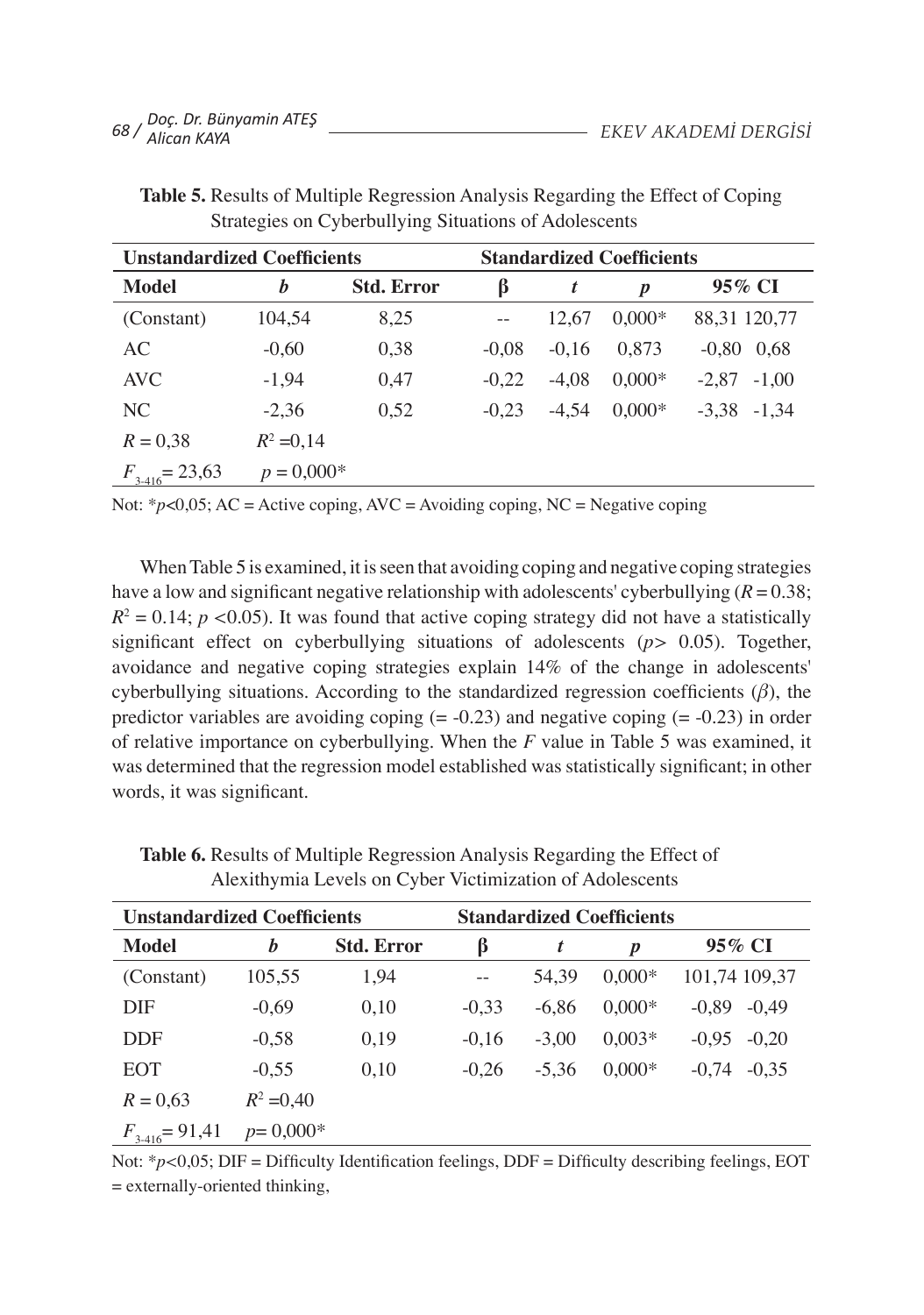**Table 5.** Results of Multiple Regression Analysis Regarding the Effect of Coping Strategies on Cyberbullying Situations of Adolescents

| Unstandardized Coefficients | | | Standardized Coefficients | | | |
|---|---|---|---|---|---|---|
| **Model** | ***b*** | **Std. Error** | **β** | ***t*** | ***p*** | **95% CI** |
| (Constant) | 104,54 | 8,25 | -- | 12,67 | 0,000* | 88,31 120,77 |
| AC | -0,60 | 0,38 | -0,08 | -0,16 | 0,873 | -0,80 0,68 |
| AVC | -1,94 | 0,47 | -0,22 | -4,08 | 0,000* | -2,87 -1,00 |
| NC | -2,36 | 0,52 | -0,23 | -4,54 | 0,000* | -3,38 -1,34 |
| $R = 0{,}38$ | $R^2 = 0{,}14$ | | | | | |
| $F_{3\text{-}416} = 23{,}63$ | $p = 0{,}000$* | | | | | |

Not: *$p$<0,05; AC = Active coping, AVC = Avoiding coping, NC = Negative coping

When Table 5 is examined, it is seen that avoiding coping and negative coping strategies have a low and significant negative relationship with adolescents' cyberbullying ($R = 0.38$; $R^2 = 0.14$; $p < 0.05$). It was found that active coping strategy did not have a statistically significant effect on cyberbullying situations of adolescents ($p > 0.05$). Together, avoidance and negative coping strategies explain 14% of the change in adolescents' cyberbullying situations. According to the standardized regression coefficients ($\beta$), the predictor variables are avoiding coping (= -0.23) and negative coping (= -0.23) in order of relative importance on cyberbullying. When the $F$ value in Table 5 was examined, it was determined that the regression model established was statistically significant; in other words, it was significant.

**Table 6.** Results of Multiple Regression Analysis Regarding the Effect of Alexithymia Levels on Cyber Victimization of Adolescents

| Unstandardized Coefficients | | | Standardized Coefficients | | | |
|---|---|---|---|---|---|---|
| **Model** | ***b*** | **Std. Error** | **β** | ***t*** | ***p*** | **95% CI** |
| (Constant) | 105,55 | 1,94 | -- | 54,39 | 0,000* | 101,74 109,37 |
| DIF | -0,69 | 0,10 | -0,33 | -6,86 | 0,000* | -0,89 -0,49 |
| DDF | -0,58 | 0,19 | -0,16 | -3,00 | 0,003* | -0,95 -0,20 |
| EOT | -0,55 | 0,10 | -0,26 | -5,36 | 0,000* | -0,74 -0,35 |
| $R = 0{,}63$ | $R^2 = 0{,}40$ | | | | | |
| $F_{3\text{-}416} = 91{,}41$ | $p = 0{,}000$* | | | | | |

Not: *$p$<0,05; DIF = Difficulty Identification feelings, DDF = Difficulty describing feelings, EOT = externally-oriented thinking,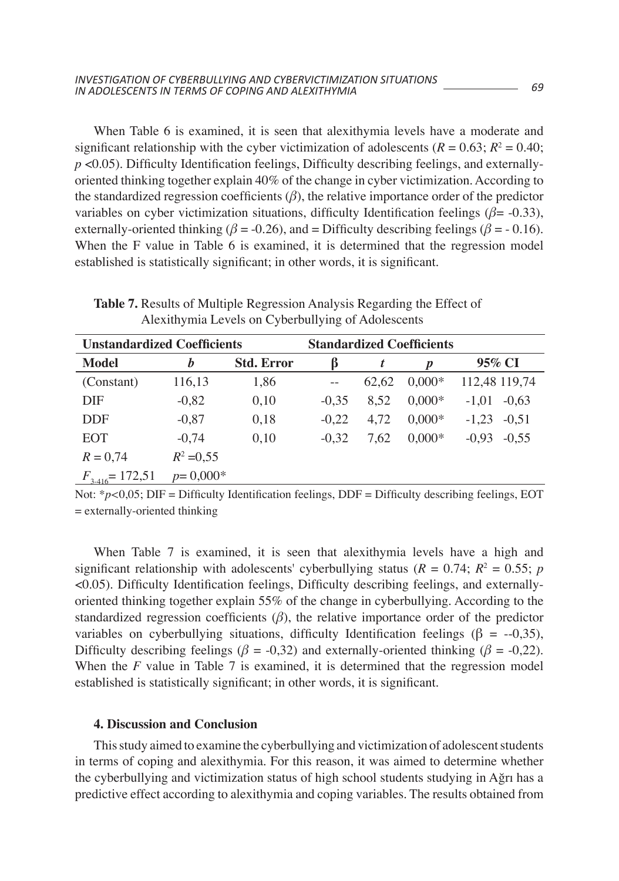When Table 6 is examined, it is seen that alexithymia levels have a moderate and significant relationship with the cyber victimization of adolescents ($R = 0.63$; $R^2 = 0.40$; $p < 0.05$). Difficulty Identification feelings, Difficulty describing feelings, and externally-oriented thinking together explain 40% of the change in cyber victimization. According to the standardized regression coefficients ($\beta$), the relative importance order of the predictor variables on cyber victimization situations, difficulty Identification feelings ($\beta$= -0.33), externally-oriented thinking ($\beta$ = -0.26), and = Difficulty describing feelings ($\beta$ = - 0.16). When the F value in Table 6 is examined, it is determined that the regression model established is statistically significant; in other words, it is significant.

**Table 7.** Results of Multiple Regression Analysis Regarding the Effect of Alexithymia Levels on Cyberbullying of Adolescents

| Unstandardized Coefficients | | | Standardized Coefficients | | | | |
|---|---|---|---|---|---|---|---|
| **Model** | ***b*** | **Std. Error** | **β** | ***t*** | ***p*** | **95% CI** | |
| (Constant) | 116,13 | 1,86 | -- | 62,62 | 0,000* | 112,48 | 119,74 |
| DIF | -0,82 | 0,10 | -0,35 | 8,52 | 0,000* | -1,01 | -0,63 |
| DDF | -0,87 | 0,18 | -0,22 | 4,72 | 0,000* | -1,23 | -0,51 |
| EOT | -0,74 | 0,10 | -0,32 | 7,62 | 0,000* | -0,93 | -0,55 |
| $R = 0{,}74$ | $R^2 = 0{,}55$ | | | | | | |
| $F_{3\text{-}416} = 172{,}51$ | $p = 0{,}000$* | | | | | | |

Not: *$p<0{,}05$; DIF = Difficulty Identification feelings, DDF = Difficulty describing feelings, EOT = externally-oriented thinking

When Table 7 is examined, it is seen that alexithymia levels have a high and significant relationship with adolescents' cyberbullying status ($R = 0.74$; $R^2 = 0.55$; $p < 0.05$). Difficulty Identification feelings, Difficulty describing feelings, and externally-oriented thinking together explain 55% of the change in cyberbullying. According to the standardized regression coefficients ($\beta$), the relative importance order of the predictor variables on cyberbullying situations, difficulty Identification feelings (β = --0,35), Difficulty describing feelings ($\beta$ = -0,32) and externally-oriented thinking ($\beta$ = -0,22). When the *F* value in Table 7 is examined, it is determined that the regression model established is statistically significant; in other words, it is significant.

## 4. Discussion and Conclusion

This study aimed to examine the cyberbullying and victimization of adolescent students in terms of coping and alexithymia. For this reason, it was aimed to determine whether the cyberbullying and victimization status of high school students studying in Ağrı has a predictive effect according to alexithymia and coping variables. The results obtained from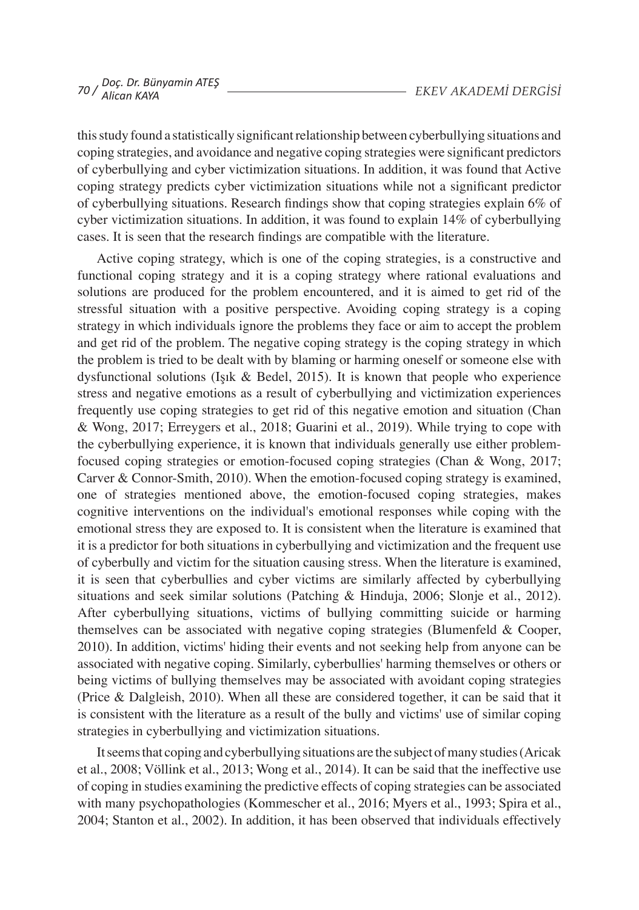this study found a statistically significant relationship between cyberbullying situations and coping strategies, and avoidance and negative coping strategies were significant predictors of cyberbullying and cyber victimization situations. In addition, it was found that Active coping strategy predicts cyber victimization situations while not a significant predictor of cyberbullying situations. Research findings show that coping strategies explain 6% of cyber victimization situations. In addition, it was found to explain 14% of cyberbullying cases. It is seen that the research findings are compatible with the literature.

Active coping strategy, which is one of the coping strategies, is a constructive and functional coping strategy and it is a coping strategy where rational evaluations and solutions are produced for the problem encountered, and it is aimed to get rid of the stressful situation with a positive perspective. Avoiding coping strategy is a coping strategy in which individuals ignore the problems they face or aim to accept the problem and get rid of the problem. The negative coping strategy is the coping strategy in which the problem is tried to be dealt with by blaming or harming oneself or someone else with dysfunctional solutions (Işık & Bedel, 2015). It is known that people who experience stress and negative emotions as a result of cyberbullying and victimization experiences frequently use coping strategies to get rid of this negative emotion and situation (Chan & Wong, 2017; Erreygers et al., 2018; Guarini et al., 2019). While trying to cope with the cyberbullying experience, it is known that individuals generally use either problem-focused coping strategies or emotion-focused coping strategies (Chan & Wong, 2017; Carver & Connor-Smith, 2010). When the emotion-focused coping strategy is examined, one of strategies mentioned above, the emotion-focused coping strategies, makes cognitive interventions on the individual's emotional responses while coping with the emotional stress they are exposed to. It is consistent when the literature is examined that it is a predictor for both situations in cyberbullying and victimization and the frequent use of cyberbully and victim for the situation causing stress. When the literature is examined, it is seen that cyberbullies and cyber victims are similarly affected by cyberbullying situations and seek similar solutions (Patching & Hinduja, 2006; Slonje et al., 2012). After cyberbullying situations, victims of bullying committing suicide or harming themselves can be associated with negative coping strategies (Blumenfeld & Cooper, 2010). In addition, victims' hiding their events and not seeking help from anyone can be associated with negative coping. Similarly, cyberbullies' harming themselves or others or being victims of bullying themselves may be associated with avoidant coping strategies (Price & Dalgleish, 2010). When all these are considered together, it can be said that it is consistent with the literature as a result of the bully and victims' use of similar coping strategies in cyberbullying and victimization situations.

It seems that coping and cyberbullying situations are the subject of many studies (Aricak et al., 2008; Völlink et al., 2013; Wong et al., 2014). It can be said that the ineffective use of coping in studies examining the predictive effects of coping strategies can be associated with many psychopathologies (Kommescher et al., 2016; Myers et al., 1993; Spira et al., 2004; Stanton et al., 2002). In addition, it has been observed that individuals effectively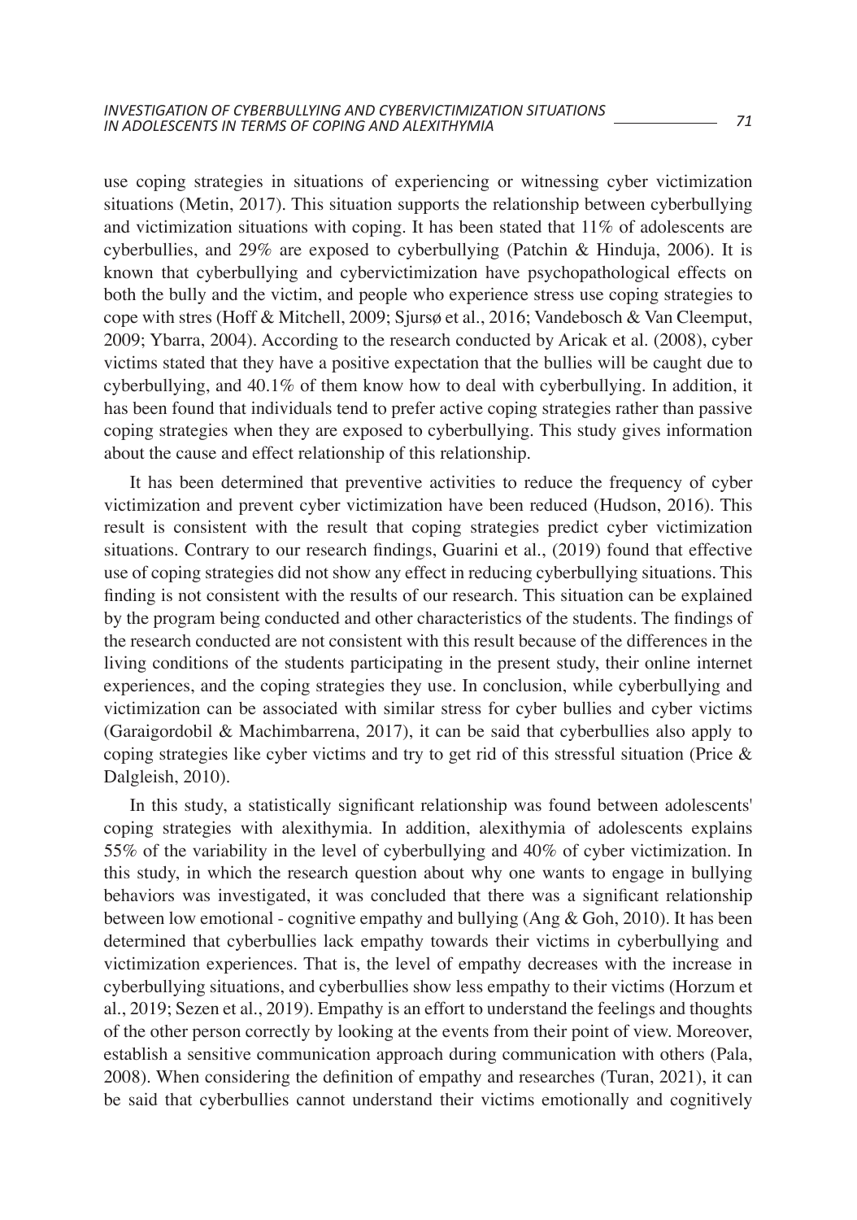use coping strategies in situations of experiencing or witnessing cyber victimization situations (Metin, 2017). This situation supports the relationship between cyberbullying and victimization situations with coping. It has been stated that 11% of adolescents are cyberbullies, and 29% are exposed to cyberbullying (Patchin & Hinduja, 2006). It is known that cyberbullying and cybervictimization have psychopathological effects on both the bully and the victim, and people who experience stress use coping strategies to cope with stres (Hoff & Mitchell, 2009; Sjursø et al., 2016; Vandebosch & Van Cleemput, 2009; Ybarra, 2004). According to the research conducted by Aricak et al. (2008), cyber victims stated that they have a positive expectation that the bullies will be caught due to cyberbullying, and 40.1% of them know how to deal with cyberbullying. In addition, it has been found that individuals tend to prefer active coping strategies rather than passive coping strategies when they are exposed to cyberbullying. This study gives information about the cause and effect relationship of this relationship.

It has been determined that preventive activities to reduce the frequency of cyber victimization and prevent cyber victimization have been reduced (Hudson, 2016). This result is consistent with the result that coping strategies predict cyber victimization situations. Contrary to our research findings, Guarini et al., (2019) found that effective use of coping strategies did not show any effect in reducing cyberbullying situations. This finding is not consistent with the results of our research. This situation can be explained by the program being conducted and other characteristics of the students. The findings of the research conducted are not consistent with this result because of the differences in the living conditions of the students participating in the present study, their online internet experiences, and the coping strategies they use. In conclusion, while cyberbullying and victimization can be associated with similar stress for cyber bullies and cyber victims (Garaigordobil & Machimbarrena, 2017), it can be said that cyberbullies also apply to coping strategies like cyber victims and try to get rid of this stressful situation (Price & Dalgleish, 2010).

In this study, a statistically significant relationship was found between adolescents' coping strategies with alexithymia. In addition, alexithymia of adolescents explains 55% of the variability in the level of cyberbullying and 40% of cyber victimization. In this study, in which the research question about why one wants to engage in bullying behaviors was investigated, it was concluded that there was a significant relationship between low emotional - cognitive empathy and bullying (Ang & Goh, 2010). It has been determined that cyberbullies lack empathy towards their victims in cyberbullying and victimization experiences. That is, the level of empathy decreases with the increase in cyberbullying situations, and cyberbullies show less empathy to their victims (Horzum et al., 2019; Sezen et al., 2019). Empathy is an effort to understand the feelings and thoughts of the other person correctly by looking at the events from their point of view. Moreover, establish a sensitive communication approach during communication with others (Pala, 2008). When considering the definition of empathy and researches (Turan, 2021), it can be said that cyberbullies cannot understand their victims emotionally and cognitively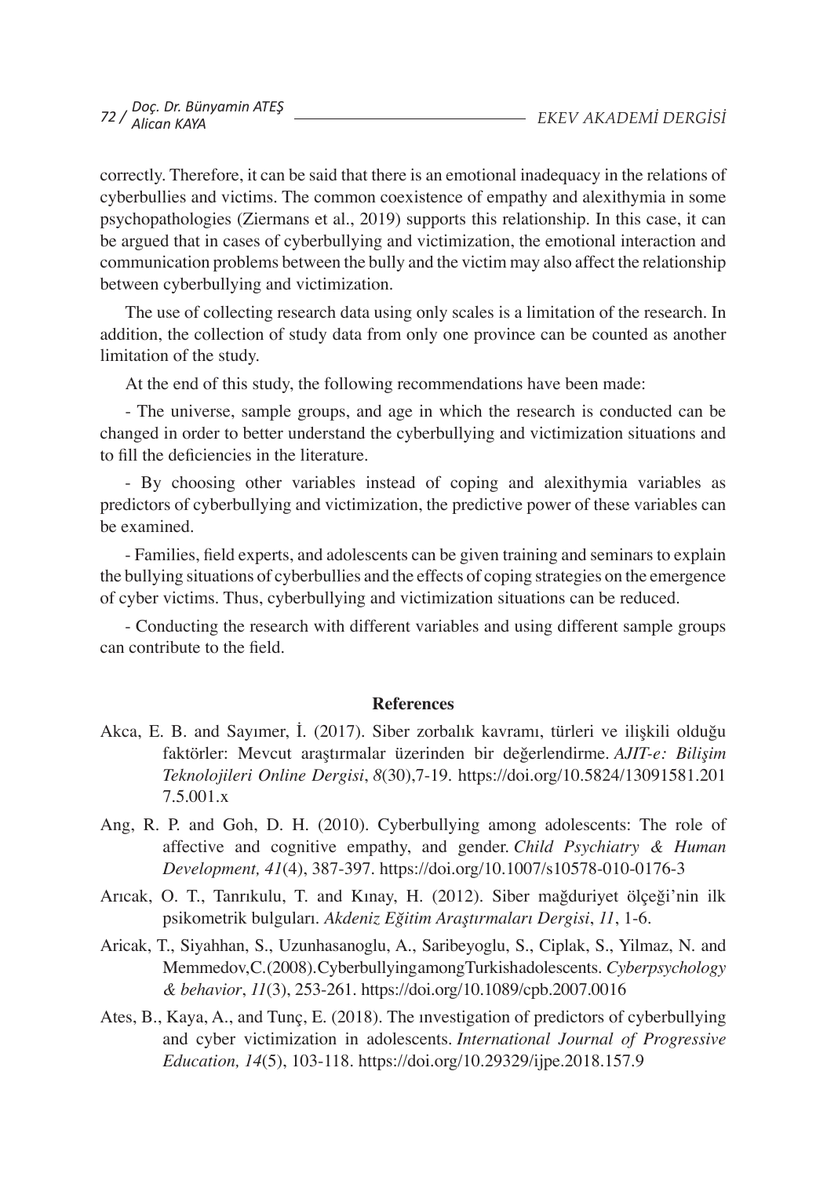correctly. Therefore, it can be said that there is an emotional inadequacy in the relations of cyberbullies and victims. The common coexistence of empathy and alexithymia in some psychopathologies (Ziermans et al., 2019) supports this relationship. In this case, it can be argued that in cases of cyberbullying and victimization, the emotional interaction and communication problems between the bully and the victim may also affect the relationship between cyberbullying and victimization.

The use of collecting research data using only scales is a limitation of the research. In addition, the collection of study data from only one province can be counted as another limitation of the study.

At the end of this study, the following recommendations have been made:

- The universe, sample groups, and age in which the research is conducted can be changed in order to better understand the cyberbullying and victimization situations and to fill the deficiencies in the literature.

- By choosing other variables instead of coping and alexithymia variables as predictors of cyberbullying and victimization, the predictive power of these variables can be examined.

- Families, field experts, and adolescents can be given training and seminars to explain the bullying situations of cyberbullies and the effects of coping strategies on the emergence of cyber victims. Thus, cyberbullying and victimization situations can be reduced.

- Conducting the research with different variables and using different sample groups can contribute to the field.

## References

Akca, E. B. and Sayımer, İ. (2017). Siber zorbalık kavramı, türleri ve ilişkili olduğu faktörler: Mevcut araştırmalar üzerinden bir değerlendirme. *AJIT-e: Bilişim Teknolojileri Online Dergisi*, *8*(30),7-19. https://doi.org/10.5824/13091581.2017.5.001.x

Ang, R. P. and Goh, D. H. (2010). Cyberbullying among adolescents: The role of affective and cognitive empathy, and gender. *Child Psychiatry & Human Development, 41*(4), 387-397. https://doi.org/10.1007/s10578-010-0176-3

Arıcak, O. T., Tanrıkulu, T. and Kınay, H. (2012). Siber mağduriyet ölçeği'nin ilk psikometrik bulguları. *Akdeniz Eğitim Araştırmaları Dergisi*, *11*, 1-6.

Aricak, T., Siyahhan, S., Uzunhasanoglu, A., Saribeyoglu, S., Ciplak, S., Yilmaz, N. and Memmedov, C. (2008). Cyberbullying among Turkish adolescents. *Cyberpsychology & behavior*, *11*(3), 253-261. https://doi.org/10.1089/cpb.2007.0016

Ates, B., Kaya, A., and Tunç, E. (2018). The ınvestigation of predictors of cyberbullying and cyber victimization in adolescents. *International Journal of Progressive Education, 14*(5), 103-118. https://doi.org/10.29329/ijpe.2018.157.9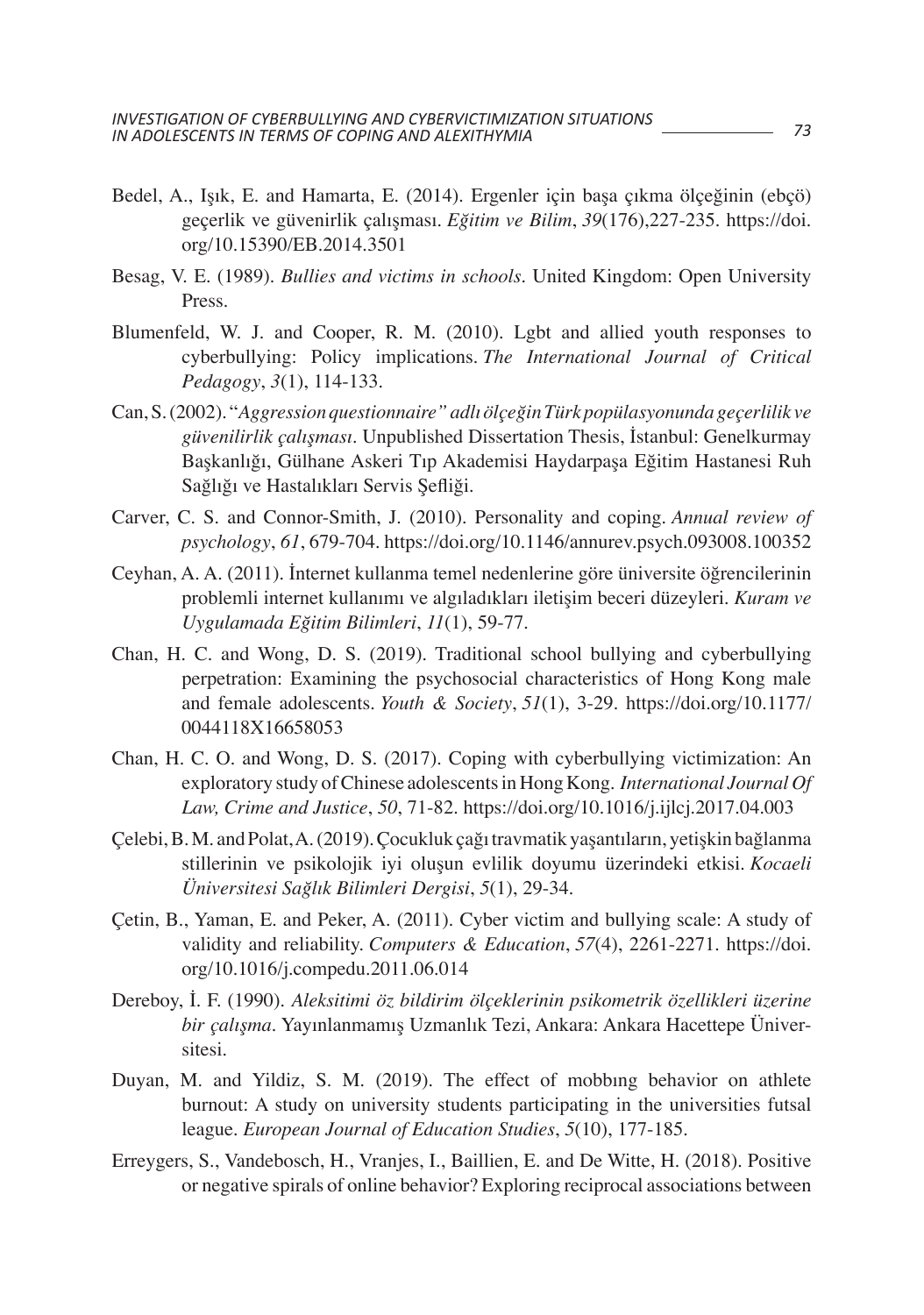Bedel, A., Işık, E. and Hamarta, E. (2014). Ergenler için başa çıkma ölçeğinin (ebçö) geçerlik ve güvenirlik çalışması. *Eğitim ve Bilim*, *39*(176),227-235. https://doi.org/10.15390/EB.2014.3501

Besag, V. E. (1989). *Bullies and victims in schools*. United Kingdom: Open University Press.

Blumenfeld, W. J. and Cooper, R. M. (2010). Lgbt and allied youth responses to cyberbullying: Policy implications. *The International Journal of Critical Pedagogy*, *3*(1), 114-133.

Can, S. (2002). "*Aggression questionnaire" adlı ölçeğin Türk popülasyonunda geçerlilik ve güvenilirlik çalışması*. Unpublished Dissertation Thesis, İstanbul: Genelkurmay Başkanlığı, Gülhane Askeri Tıp Akademisi Haydarpaşa Eğitim Hastanesi Ruh Sağlığı ve Hastalıkları Servis Şefliği.

Carver, C. S. and Connor-Smith, J. (2010). Personality and coping. *Annual review of psychology*, *61*, 679-704. https://doi.org/10.1146/annurev.psych.093008.100352

Ceyhan, A. A. (2011). İnternet kullanma temel nedenlerine göre üniversite öğrencilerinin problemli internet kullanımı ve algıladıkları iletişim beceri düzeyleri. *Kuram ve Uygulamada Eğitim Bilimleri*, *11*(1), 59-77.

Chan, H. C. and Wong, D. S. (2019). Traditional school bullying and cyberbullying perpetration: Examining the psychosocial characteristics of Hong Kong male and female adolescents. *Youth & Society*, *51*(1), 3-29. https://doi.org/10.1177/0044118X16658053

Chan, H. C. O. and Wong, D. S. (2017). Coping with cyberbullying victimization: An exploratory study of Chinese adolescents in Hong Kong. *International Journal Of Law, Crime and Justice*, *50*, 71-82. https://doi.org/10.1016/j.ijlcj.2017.04.003

Çelebi, B. M. and Polat, A. (2019). Çocukluk çağı travmatik yaşantıların, yetişkin bağlanma stillerinin ve psikolojik iyi oluşun evlilik doyumu üzerindeki etkisi. *Kocaeli Üniversitesi Sağlık Bilimleri Dergisi*, *5*(1), 29-34.

Çetin, B., Yaman, E. and Peker, A. (2011). Cyber victim and bullying scale: A study of validity and reliability. *Computers & Education*, *57*(4), 2261-2271. https://doi.org/10.1016/j.compedu.2011.06.014

Dereboy, İ. F. (1990). *Aleksitimi öz bildirim ölçeklerinin psikometrik özellikleri üzerine bir çalışma*. Yayınlanmamış Uzmanlık Tezi, Ankara: Ankara Hacettepe Üniversitesi.

Duyan, M. and Yildiz, S. M. (2019). The effect of mobbıng behavior on athlete burnout: A study on university students participating in the universities futsal league. *European Journal of Education Studies*, *5*(10), 177-185.

Erreygers, S., Vandebosch, H., Vranjes, I., Baillien, E. and De Witte, H. (2018). Positive or negative spirals of online behavior? Exploring reciprocal associations between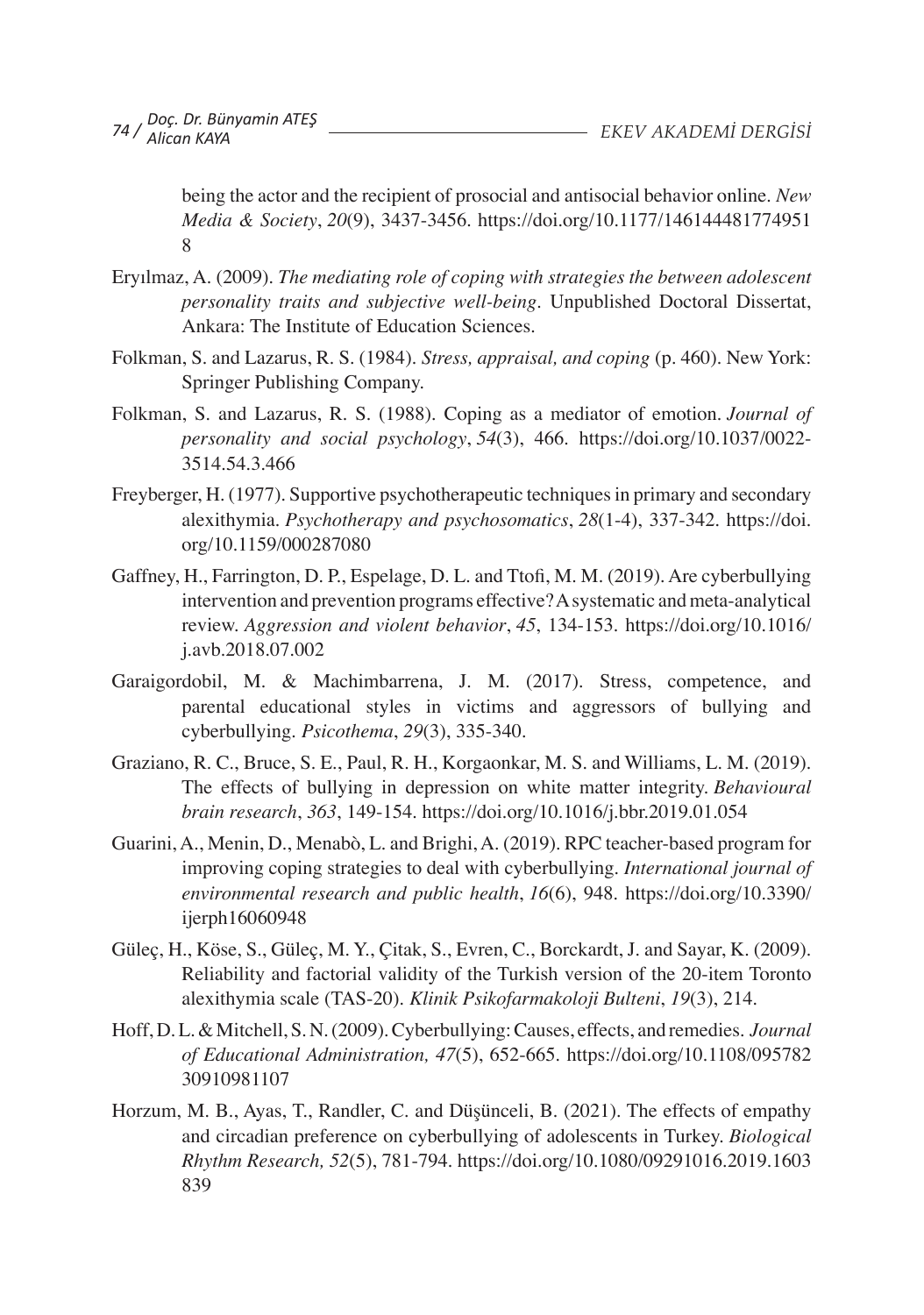being the actor and the recipient of prosocial and antisocial behavior online. *New Media & Society*, *20*(9), 3437-3456. https://doi.org/10.1177/1461444817749518

Eryılmaz, A. (2009). *The mediating role of coping with strategies the between adolescent personality traits and subjective well-being*. Unpublished Doctoral Dissertat, Ankara: The Institute of Education Sciences.

Folkman, S. and Lazarus, R. S. (1984). *Stress, appraisal, and coping* (p. 460). New York: Springer Publishing Company.

Folkman, S. and Lazarus, R. S. (1988). Coping as a mediator of emotion. *Journal of personality and social psychology*, *54*(3), 466. https://doi.org/10.1037/0022-3514.54.3.466

Freyberger, H. (1977). Supportive psychotherapeutic techniques in primary and secondary alexithymia. *Psychotherapy and psychosomatics*, *28*(1-4), 337-342. https://doi.org/10.1159/000287080

Gaffney, H., Farrington, D. P., Espelage, D. L. and Ttofi, M. M. (2019). Are cyberbullying intervention and prevention programs effective? A systematic and meta-analytical review. *Aggression and violent behavior*, *45*, 134-153. https://doi.org/10.1016/j.avb.2018.07.002

Garaigordobil, M. & Machimbarrena, J. M. (2017). Stress, competence, and parental educational styles in victims and aggressors of bullying and cyberbullying. *Psicothema*, *29*(3), 335-340.

Graziano, R. C., Bruce, S. E., Paul, R. H., Korgaonkar, M. S. and Williams, L. M. (2019). The effects of bullying in depression on white matter integrity. *Behavioural brain research*, *363*, 149-154. https://doi.org/10.1016/j.bbr.2019.01.054

Guarini, A., Menin, D., Menabò, L. and Brighi, A. (2019). RPC teacher-based program for improving coping strategies to deal with cyberbullying. *International journal of environmental research and public health*, *16*(6), 948. https://doi.org/10.3390/ijerph16060948

Güleç, H., Köse, S., Güleç, M. Y., Çitak, S., Evren, C., Borckardt, J. and Sayar, K. (2009). Reliability and factorial validity of the Turkish version of the 20-item Toronto alexithymia scale (TAS-20). *Klinik Psikofarmakoloji Bulteni*, *19*(3), 214.

Hoff, D. L. & Mitchell, S. N. (2009). Cyberbullying: Causes, effects, and remedies. *Journal of Educational Administration, 47*(5), 652-665. https://doi.org/10.1108/09578230910981107

Horzum, M. B., Ayas, T., Randler, C. and Düşünceli, B. (2021). The effects of empathy and circadian preference on cyberbullying of adolescents in Turkey. *Biological Rhythm Research, 52*(5), 781-794. https://doi.org/10.1080/09291016.2019.1603839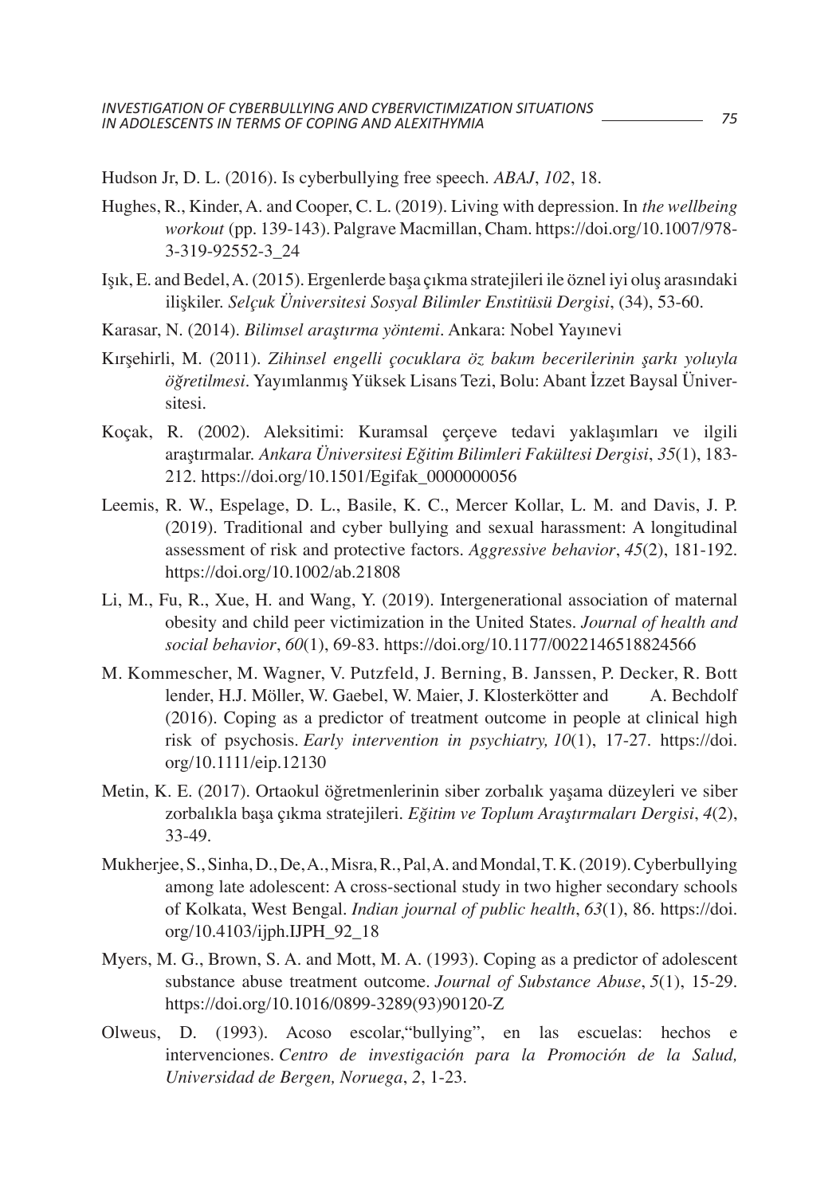Hudson Jr, D. L. (2016). Is cyberbullying free speech. *ABAJ*, *102*, 18.

Hughes, R., Kinder, A. and Cooper, C. L. (2019). Living with depression. In *the wellbeing workout* (pp. 139-143). Palgrave Macmillan, Cham. https://doi.org/10.1007/978-3-319-92552-3_24

Işık, E. and Bedel, A. (2015). Ergenlerde başa çıkma stratejileri ile öznel iyi oluş arasındaki ilişkiler. *Selçuk Üniversitesi Sosyal Bilimler Enstitüsü Dergisi*, (34), 53-60.

Karasar, N. (2014). *Bilimsel araştırma yöntemi*. Ankara: Nobel Yayınevi

Kırşehirli, M. (2011). *Zihinsel engelli çocuklara öz bakım becerilerinin şarkı yoluyla öğretilmesi*. Yayımlanmış Yüksek Lisans Tezi, Bolu: Abant İzzet Baysal Üniversitesi.

Koçak, R. (2002). Aleksitimi: Kuramsal çerçeve tedavi yaklaşımları ve ilgili araştırmalar. *Ankara Üniversitesi Eğitim Bilimleri Fakültesi Dergisi*, *35*(1), 183-212. https://doi.org/10.1501/Egifak_0000000056

Leemis, R. W., Espelage, D. L., Basile, K. C., Mercer Kollar, L. M. and Davis, J. P. (2019). Traditional and cyber bullying and sexual harassment: A longitudinal assessment of risk and protective factors. *Aggressive behavior*, *45*(2), 181-192. https://doi.org/10.1002/ab.21808

Li, M., Fu, R., Xue, H. and Wang, Y. (2019). Intergenerational association of maternal obesity and child peer victimization in the United States. *Journal of health and social behavior*, *60*(1), 69-83. https://doi.org/10.1177/0022146518824566

M. Kommescher, M. Wagner, V. Putzfeld, J. Berning, B. Janssen, P. Decker, R. Bott lender, H.J. Möller, W. Gaebel, W. Maier, J. Klosterkötter and A. Bechdolf (2016). Coping as a predictor of treatment outcome in people at clinical high risk of psychosis. *Early intervention in psychiatry, 10*(1), 17-27. https://doi.org/10.1111/eip.12130

Metin, K. E. (2017). Ortaokul öğretmenlerinin siber zorbalık yaşama düzeyleri ve siber zorbalıkla başa çıkma stratejileri. *Eğitim ve Toplum Araştırmaları Dergisi*, *4*(2), 33-49.

Mukherjee, S., Sinha, D., De, A., Misra, R., Pal, A. and Mondal, T. K. (2019). Cyberbullying among late adolescent: A cross-sectional study in two higher secondary schools of Kolkata, West Bengal. *Indian journal of public health*, *63*(1), 86. https://doi.org/10.4103/ijph.IJPH_92_18

Myers, M. G., Brown, S. A. and Mott, M. A. (1993). Coping as a predictor of adolescent substance abuse treatment outcome. *Journal of Substance Abuse*, *5*(1), 15-29. https://doi.org/10.1016/0899-3289(93)90120-Z

Olweus, D. (1993). Acoso escolar,"bullying", en las escuelas: hechos e intervenciones. *Centro de investigación para la Promoción de la Salud, Universidad de Bergen, Noruega*, *2*, 1-23.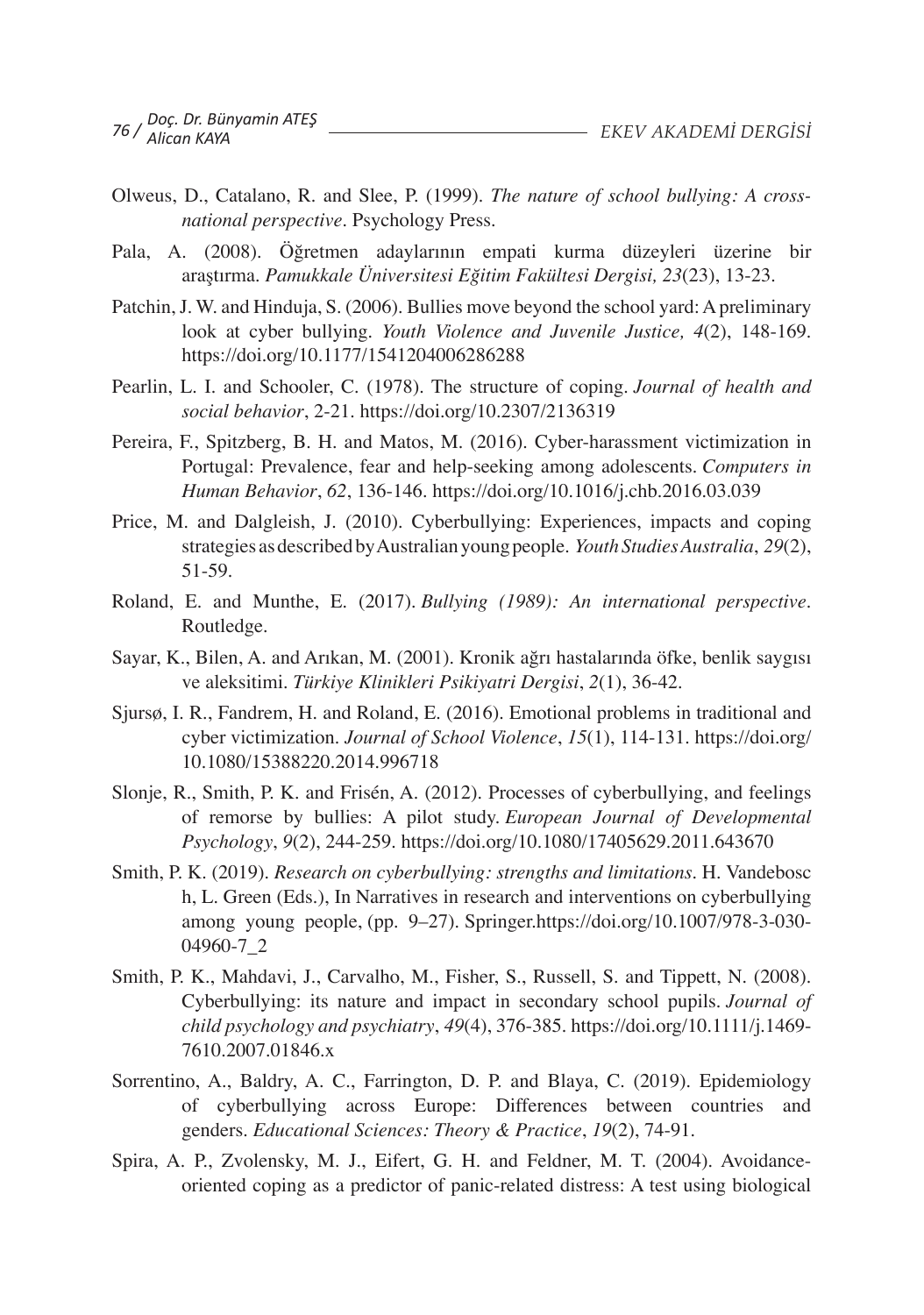Olweus, D., Catalano, R. and Slee, P. (1999). *The nature of school bullying: A cross-national perspective*. Psychology Press.

Pala, A. (2008). Öğretmen adaylarının empati kurma düzeyleri üzerine bir araştırma. *Pamukkale Üniversitesi Eğitim Fakültesi Dergisi, 23*(23), 13-23.

Patchin, J. W. and Hinduja, S. (2006). Bullies move beyond the school yard: A preliminary look at cyber bullying. *Youth Violence and Juvenile Justice, 4*(2), 148-169. https://doi.org/10.1177/1541204006286288

Pearlin, L. I. and Schooler, C. (1978). The structure of coping. *Journal of health and social behavior*, 2-21. https://doi.org/10.2307/2136319

Pereira, F., Spitzberg, B. H. and Matos, M. (2016). Cyber-harassment victimization in Portugal: Prevalence, fear and help-seeking among adolescents. *Computers in Human Behavior*, *62*, 136-146. https://doi.org/10.1016/j.chb.2016.03.039

Price, M. and Dalgleish, J. (2010). Cyberbullying: Experiences, impacts and coping strategies as described by Australian young people. *Youth Studies Australia*, *29*(2), 51-59.

Roland, E. and Munthe, E. (2017). *Bullying (1989): An international perspective*. Routledge.

Sayar, K., Bilen, A. and Arıkan, M. (2001). Kronik ağrı hastalarında öfke, benlik saygısı ve aleksitimi. *Türkiye Klinikleri Psikiyatri Dergisi*, *2*(1), 36-42.

Sjursø, I. R., Fandrem, H. and Roland, E. (2016). Emotional problems in traditional and cyber victimization. *Journal of School Violence*, *15*(1), 114-131. https://doi.org/10.1080/15388220.2014.996718

Slonje, R., Smith, P. K. and Frisén, A. (2012). Processes of cyberbullying, and feelings of remorse by bullies: A pilot study. *European Journal of Developmental Psychology*, *9*(2), 244-259. https://doi.org/10.1080/17405629.2011.643670

Smith, P. K. (2019). *Research on cyberbullying: strengths and limitations*. H. Vandebosc h, L. Green (Eds.), In Narratives in research and interventions on cyberbullying among young people, (pp. 9–27). Springer.https://doi.org/10.1007/978-3-030-04960-7_2

Smith, P. K., Mahdavi, J., Carvalho, M., Fisher, S., Russell, S. and Tippett, N. (2008). Cyberbullying: its nature and impact in secondary school pupils. *Journal of child psychology and psychiatry*, *49*(4), 376-385. https://doi.org/10.1111/j.1469-7610.2007.01846.x

Sorrentino, A., Baldry, A. C., Farrington, D. P. and Blaya, C. (2019). Epidemiology of cyberbullying across Europe: Differences between countries and genders. *Educational Sciences: Theory & Practice*, *19*(2), 74-91.

Spira, A. P., Zvolensky, M. J., Eifert, G. H. and Feldner, M. T. (2004). Avoidance-oriented coping as a predictor of panic-related distress: A test using biological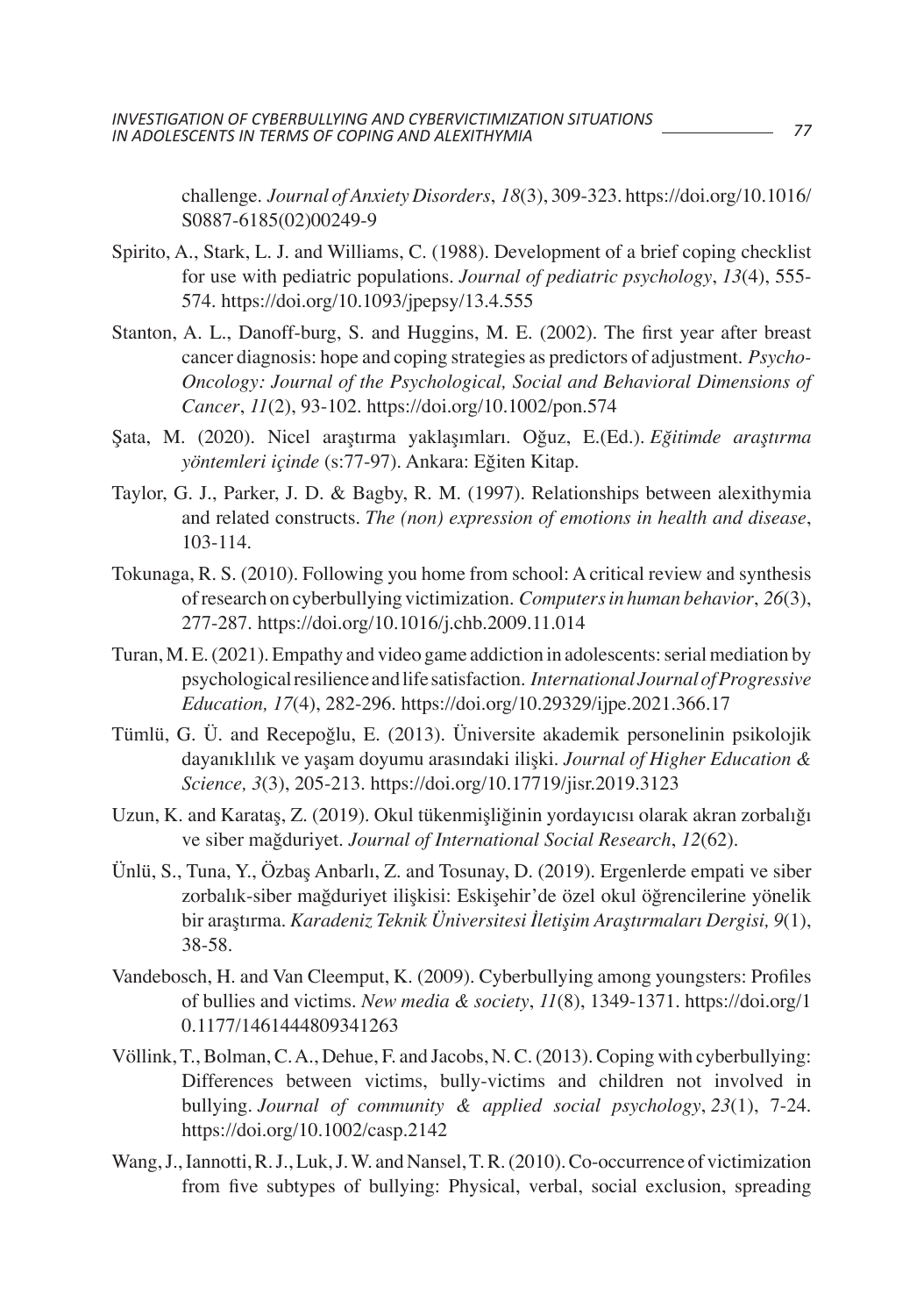challenge. *Journal of Anxiety Disorders*, *18*(3), 309-323. https://doi.org/10.1016/S0887-6185(02)00249-9

Spirito, A., Stark, L. J. and Williams, C. (1988). Development of a brief coping checklist for use with pediatric populations. *Journal of pediatric psychology*, *13*(4), 555-574. https://doi.org/10.1093/jpepsy/13.4.555

Stanton, A. L., Danoff-burg, S. and Huggins, M. E. (2002). The first year after breast cancer diagnosis: hope and coping strategies as predictors of adjustment. *Psycho-Oncology: Journal of the Psychological, Social and Behavioral Dimensions of Cancer*, *11*(2), 93-102. https://doi.org/10.1002/pon.574

Şata, M. (2020). Nicel araştırma yaklaşımları. Oğuz, E.(Ed.). *Eğitimde araştırma yöntemleri içinde* (s:77-97). Ankara: Eğiten Kitap.

Taylor, G. J., Parker, J. D. & Bagby, R. M. (1997). Relationships between alexithymia and related constructs. *The (non) expression of emotions in health and disease*, 103-114.

Tokunaga, R. S. (2010). Following you home from school: A critical review and synthesis of research on cyberbullying victimization. *Computers in human behavior*, *26*(3), 277-287. https://doi.org/10.1016/j.chb.2009.11.014

Turan, M. E. (2021). Empathy and video game addiction in adolescents: serial mediation by psychological resilience and life satisfaction. *International Journal of Progressive Education, 17*(4), 282-296. https://doi.org/10.29329/ijpe.2021.366.17

Tümlü, G. Ü. and Recepoğlu, E. (2013). Üniversite akademik personelinin psikolojik dayanıklılık ve yaşam doyumu arasındaki ilişki. *Journal of Higher Education & Science, 3*(3), 205-213. https://doi.org/10.17719/jisr.2019.3123

Uzun, K. and Karataş, Z. (2019). Okul tükenmişliğinin yordayıcısı olarak akran zorbalığı ve siber mağduriyet. *Journal of International Social Research*, *12*(62).

Ünlü, S., Tuna, Y., Özbaş Anbarlı, Z. and Tosunay, D. (2019). Ergenlerde empati ve siber zorbalık-siber mağduriyet ilişkisi: Eskişehir'de özel okul öğrencilerine yönelik bir araştırma. *Karadeniz Teknik Üniversitesi İletişim Araştırmaları Dergisi, 9*(1), 38-58.

Vandebosch, H. and Van Cleemput, K. (2009). Cyberbullying among youngsters: Profiles of bullies and victims. *New media & society*, *11*(8), 1349-1371. https://doi.org/10.1177/1461444809341263

Völlink, T., Bolman, C. A., Dehue, F. and Jacobs, N. C. (2013). Coping with cyberbullying: Differences between victims, bully-victims and children not involved in bullying. *Journal of community & applied social psychology*, *23*(1), 7-24. https://doi.org/10.1002/casp.2142

Wang, J., Iannotti, R. J., Luk, J. W. and Nansel, T. R. (2010). Co-occurrence of victimization from five subtypes of bullying: Physical, verbal, social exclusion, spreading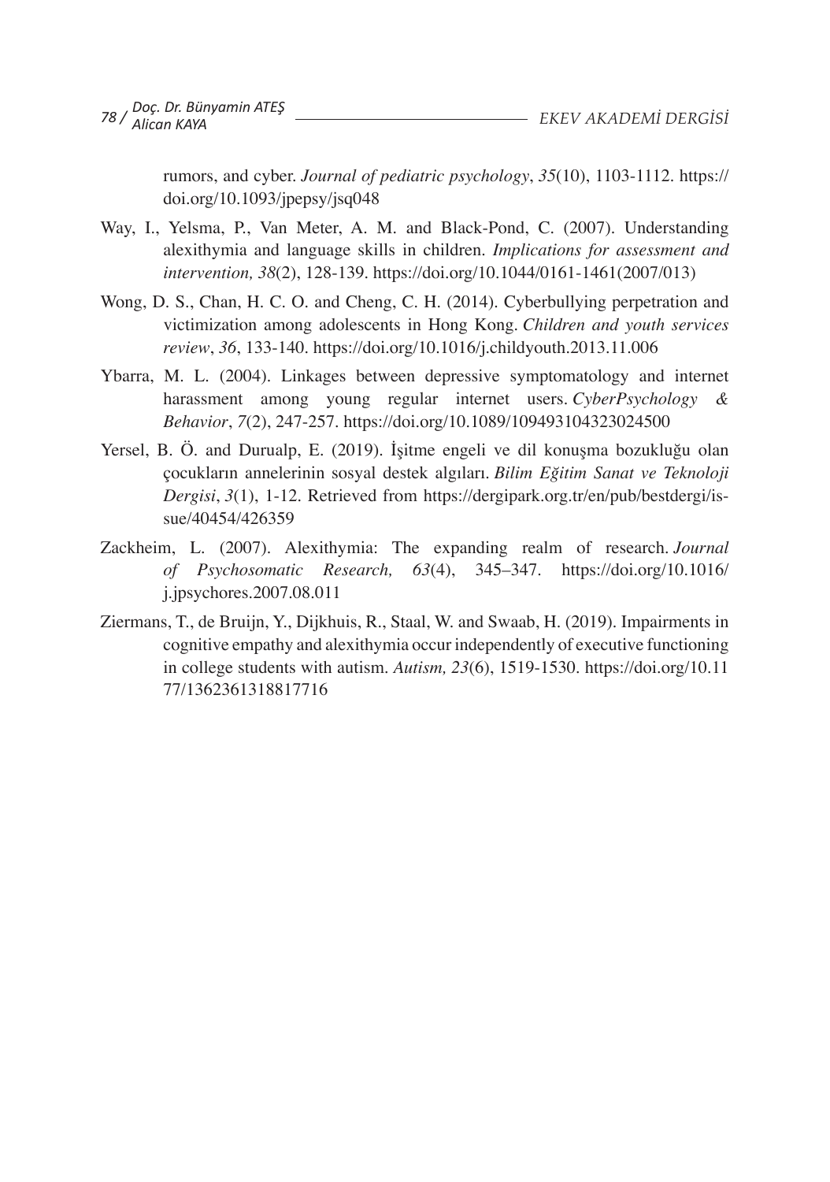rumors, and cyber. *Journal of pediatric psychology*, *35*(10), 1103-1112. https://doi.org/10.1093/jpepsy/jsq048

Way, I., Yelsma, P., Van Meter, A. M. and Black-Pond, C. (2007). Understanding alexithymia and language skills in children. *Implications for assessment and intervention, 38*(2), 128-139. https://doi.org/10.1044/0161-1461(2007/013)

Wong, D. S., Chan, H. C. O. and Cheng, C. H. (2014). Cyberbullying perpetration and victimization among adolescents in Hong Kong. *Children and youth services review*, *36*, 133-140. https://doi.org/10.1016/j.childyouth.2013.11.006

Ybarra, M. L. (2004). Linkages between depressive symptomatology and internet harassment among young regular internet users. *CyberPsychology & Behavior*, *7*(2), 247-257. https://doi.org/10.1089/109493104323024500

Yersel, B. Ö. and Durualp, E. (2019). İşitme engeli ve dil konuşma bozukluğu olan çocukların annelerinin sosyal destek algıları. *Bilim Eğitim Sanat ve Teknoloji Dergisi*, *3*(1), 1-12. Retrieved from https://dergipark.org.tr/en/pub/bestdergi/issue/40454/426359

Zackheim, L. (2007). Alexithymia: The expanding realm of research. *Journal of Psychosomatic Research, 63*(4), 345–347. https://doi.org/10.1016/j.jpsychores.2007.08.011

Ziermans, T., de Bruijn, Y., Dijkhuis, R., Staal, W. and Swaab, H. (2019). Impairments in cognitive empathy and alexithymia occur independently of executive functioning in college students with autism. *Autism, 23*(6), 1519-1530. https://doi.org/10.1177/1362361318817716